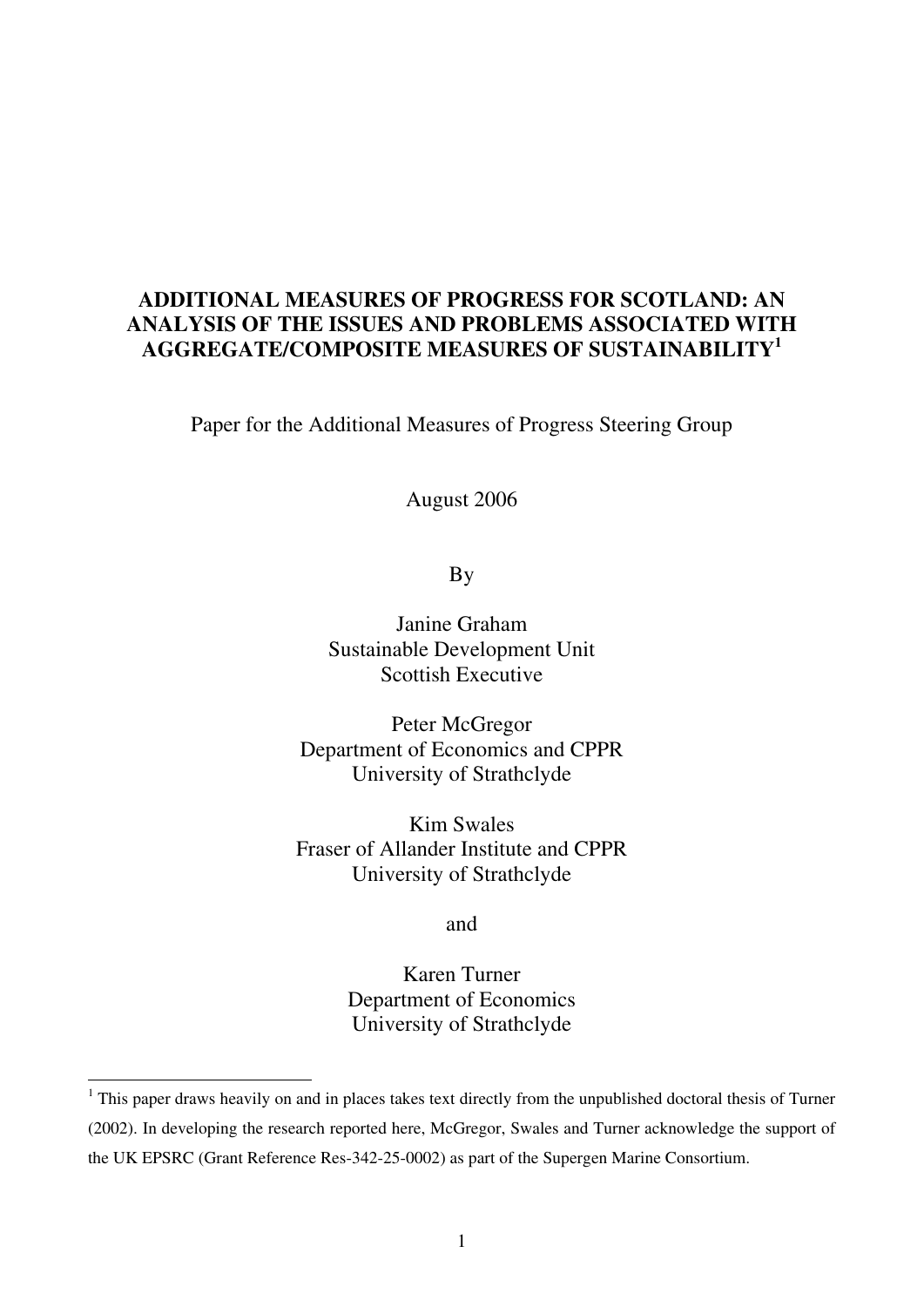# ADDITIONAL MEASURES OF PROGRESS FOR SCOTLAND: AN ANALYSIS OF THE ISSUES AND PROBLEMS ASSOCIATED WITH AGGREGATE/COMPOSITE MEASURES OF SUSTAINABILITY[1]

Paper for the Additional Measures of Progress Steering Group

August 2006

By

Janine Graham
Sustainable Development Unit
Scottish Executive

Peter McGregor
Department of Economics and CPPR
University of Strathclyde

Kim Swales
Fraser of Allander Institute and CPPR
University of Strathclyde

and

Karen Turner
Department of Economics
University of Strathclyde

---

[1] This paper draws heavily on and in places takes text directly from the unpublished doctoral thesis of Turner (2002). In developing the research reported here, McGregor, Swales and Turner acknowledge the support of the UK EPSRC (Grant Reference Res-342-25-0002) as part of the Supergen Marine Consortium.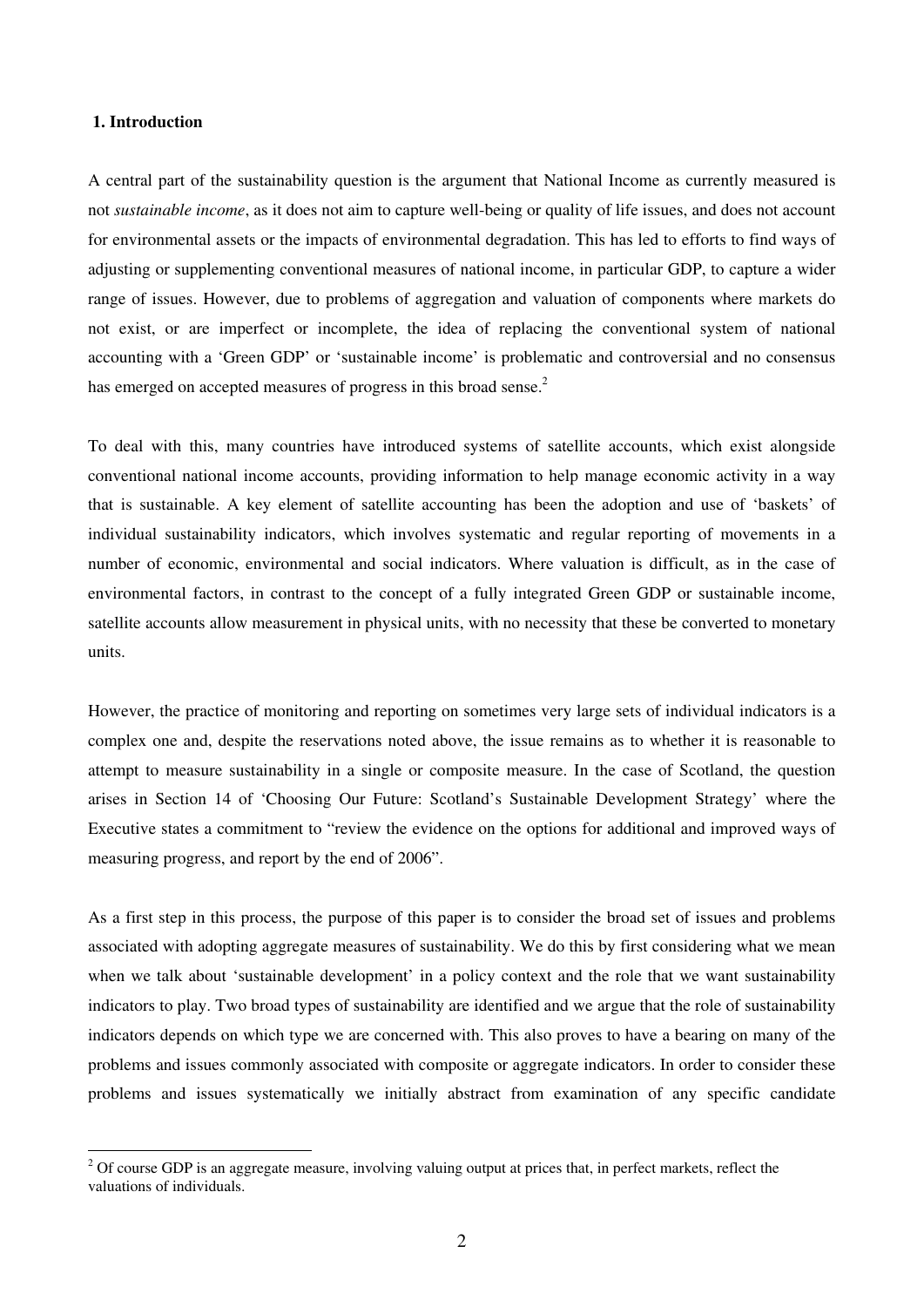## 1. Introduction

A central part of the sustainability question is the argument that National Income as currently measured is not *sustainable income*, as it does not aim to capture well-being or quality of life issues, and does not account for environmental assets or the impacts of environmental degradation. This has led to efforts to find ways of adjusting or supplementing conventional measures of national income, in particular GDP, to capture a wider range of issues. However, due to problems of aggregation and valuation of components where markets do not exist, or are imperfect or incomplete, the idea of replacing the conventional system of national accounting with a 'Green GDP' or 'sustainable income' is problematic and controversial and no consensus has emerged on accepted measures of progress in this broad sense.[2]

To deal with this, many countries have introduced systems of satellite accounts, which exist alongside conventional national income accounts, providing information to help manage economic activity in a way that is sustainable. A key element of satellite accounting has been the adoption and use of 'baskets' of individual sustainability indicators, which involves systematic and regular reporting of movements in a number of economic, environmental and social indicators. Where valuation is difficult, as in the case of environmental factors, in contrast to the concept of a fully integrated Green GDP or sustainable income, satellite accounts allow measurement in physical units, with no necessity that these be converted to monetary units.

However, the practice of monitoring and reporting on sometimes very large sets of individual indicators is a complex one and, despite the reservations noted above, the issue remains as to whether it is reasonable to attempt to measure sustainability in a single or composite measure. In the case of Scotland, the question arises in Section 14 of 'Choosing Our Future: Scotland's Sustainable Development Strategy' where the Executive states a commitment to "review the evidence on the options for additional and improved ways of measuring progress, and report by the end of 2006".

As a first step in this process, the purpose of this paper is to consider the broad set of issues and problems associated with adopting aggregate measures of sustainability. We do this by first considering what we mean when we talk about 'sustainable development' in a policy context and the role that we want sustainability indicators to play. Two broad types of sustainability are identified and we argue that the role of sustainability indicators depends on which type we are concerned with. This also proves to have a bearing on many of the problems and issues commonly associated with composite or aggregate indicators. In order to consider these problems and issues systematically we initially abstract from examination of any specific candidate

[2] Of course GDP is an aggregate measure, involving valuing output at prices that, in perfect markets, reflect the valuations of individuals.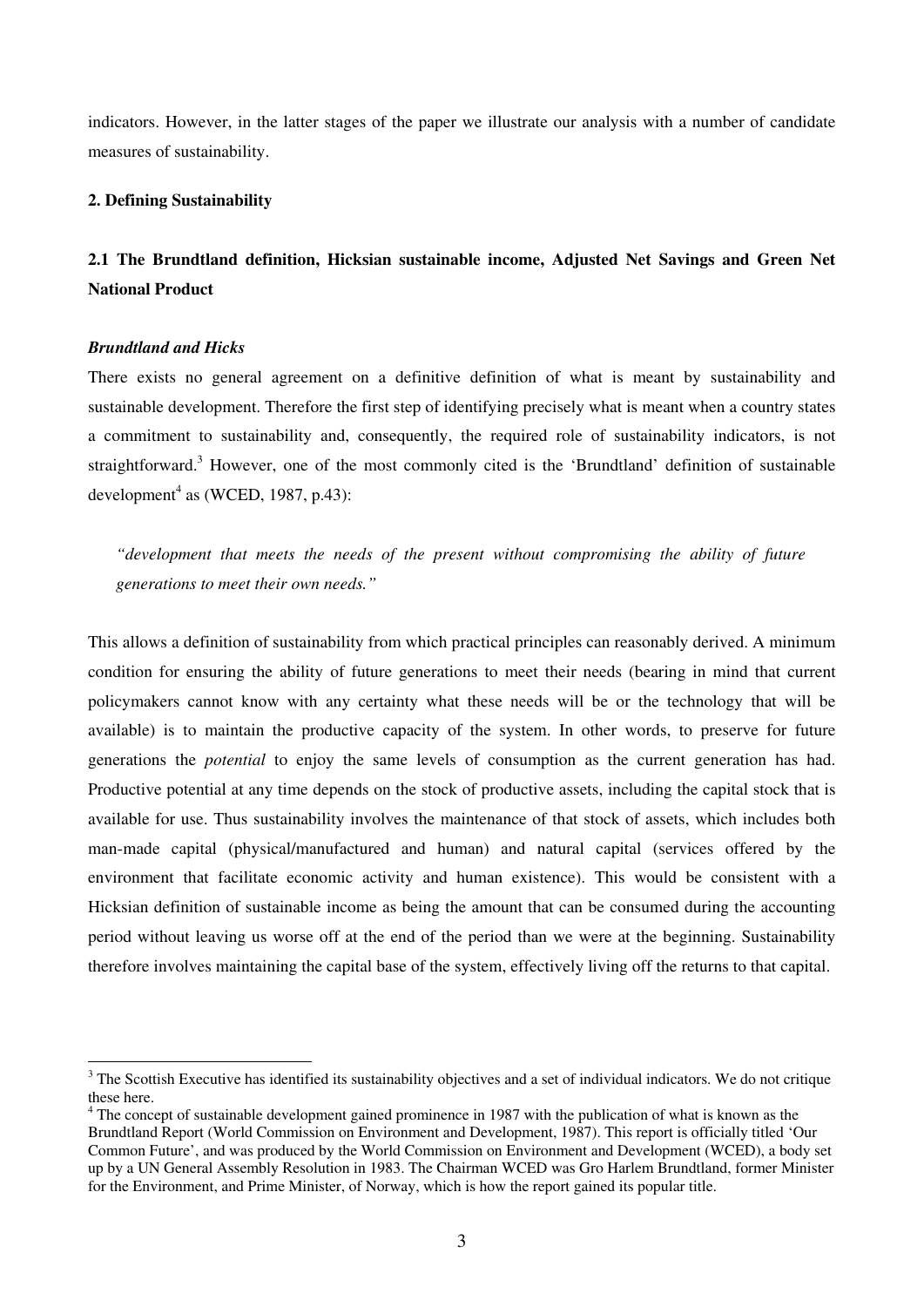indicators. However, in the latter stages of the paper we illustrate our analysis with a number of candidate measures of sustainability.

## 2. Defining Sustainability

### 2.1 The Brundtland definition, Hicksian sustainable income, Adjusted Net Savings and Green Net National Product

#### *Brundtland and Hicks*

There exists no general agreement on a definitive definition of what is meant by sustainability and sustainable development. Therefore the first step of identifying precisely what is meant when a country states a commitment to sustainability and, consequently, the required role of sustainability indicators, is not straightforward.[3] However, one of the most commonly cited is the 'Brundtland' definition of sustainable development[4] as (WCED, 1987, p.43):

> *"development that meets the needs of the present without compromising the ability of future generations to meet their own needs."*

This allows a definition of sustainability from which practical principles can reasonably derived. A minimum condition for ensuring the ability of future generations to meet their needs (bearing in mind that current policymakers cannot know with any certainty what these needs will be or the technology that will be available) is to maintain the productive capacity of the system. In other words, to preserve for future generations the *potential* to enjoy the same levels of consumption as the current generation has had. Productive potential at any time depends on the stock of productive assets, including the capital stock that is available for use. Thus sustainability involves the maintenance of that stock of assets, which includes both man-made capital (physical/manufactured and human) and natural capital (services offered by the environment that facilitate economic activity and human existence). This would be consistent with a Hicksian definition of sustainable income as being the amount that can be consumed during the accounting period without leaving us worse off at the end of the period than we were at the beginning. Sustainability therefore involves maintaining the capital base of the system, effectively living off the returns to that capital.

---

[3] The Scottish Executive has identified its sustainability objectives and a set of individual indicators. We do not critique these here.

[4] The concept of sustainable development gained prominence in 1987 with the publication of what is known as the Brundtland Report (World Commission on Environment and Development, 1987). This report is officially titled 'Our Common Future', and was produced by the World Commission on Environment and Development (WCED), a body set up by a UN General Assembly Resolution in 1983. The Chairman WCED was Gro Harlem Brundtland, former Minister for the Environment, and Prime Minister, of Norway, which is how the report gained its popular title.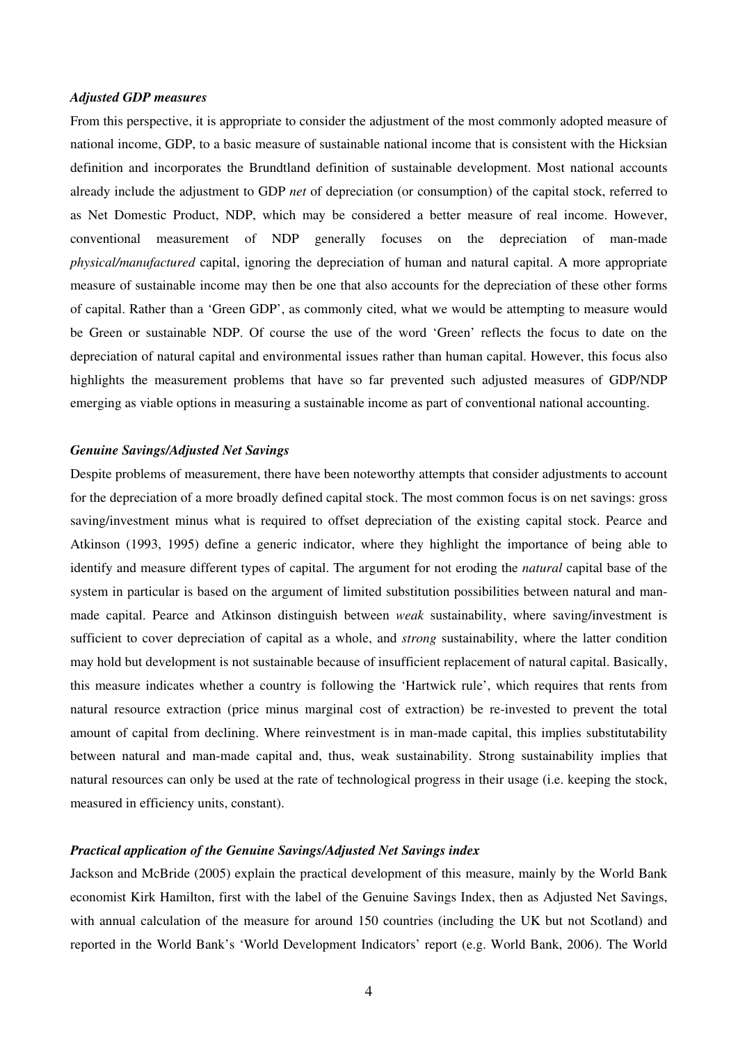### *Adjusted GDP measures*

From this perspective, it is appropriate to consider the adjustment of the most commonly adopted measure of national income, GDP, to a basic measure of sustainable national income that is consistent with the Hicksian definition and incorporates the Brundtland definition of sustainable development. Most national accounts already include the adjustment to GDP *net* of depreciation (or consumption) of the capital stock, referred to as Net Domestic Product, NDP, which may be considered a better measure of real income. However, conventional measurement of NDP generally focuses on the depreciation of man-made *physical/manufactured* capital, ignoring the depreciation of human and natural capital. A more appropriate measure of sustainable income may then be one that also accounts for the depreciation of these other forms of capital. Rather than a 'Green GDP', as commonly cited, what we would be attempting to measure would be Green or sustainable NDP. Of course the use of the word 'Green' reflects the focus to date on the depreciation of natural capital and environmental issues rather than human capital. However, this focus also highlights the measurement problems that have so far prevented such adjusted measures of GDP/NDP emerging as viable options in measuring a sustainable income as part of conventional national accounting.

### *Genuine Savings/Adjusted Net Savings*

Despite problems of measurement, there have been noteworthy attempts that consider adjustments to account for the depreciation of a more broadly defined capital stock. The most common focus is on net savings: gross saving/investment minus what is required to offset depreciation of the existing capital stock. Pearce and Atkinson (1993, 1995) define a generic indicator, where they highlight the importance of being able to identify and measure different types of capital. The argument for not eroding the *natural* capital base of the system in particular is based on the argument of limited substitution possibilities between natural and man-made capital. Pearce and Atkinson distinguish between *weak* sustainability, where saving/investment is sufficient to cover depreciation of capital as a whole, and *strong* sustainability, where the latter condition may hold but development is not sustainable because of insufficient replacement of natural capital. Basically, this measure indicates whether a country is following the 'Hartwick rule', which requires that rents from natural resource extraction (price minus marginal cost of extraction) be re-invested to prevent the total amount of capital from declining. Where reinvestment is in man-made capital, this implies substitutability between natural and man-made capital and, thus, weak sustainability. Strong sustainability implies that natural resources can only be used at the rate of technological progress in their usage (i.e. keeping the stock, measured in efficiency units, constant).

### *Practical application of the Genuine Savings/Adjusted Net Savings index*

Jackson and McBride (2005) explain the practical development of this measure, mainly by the World Bank economist Kirk Hamilton, first with the label of the Genuine Savings Index, then as Adjusted Net Savings, with annual calculation of the measure for around 150 countries (including the UK but not Scotland) and reported in the World Bank's 'World Development Indicators' report (e.g. World Bank, 2006). The World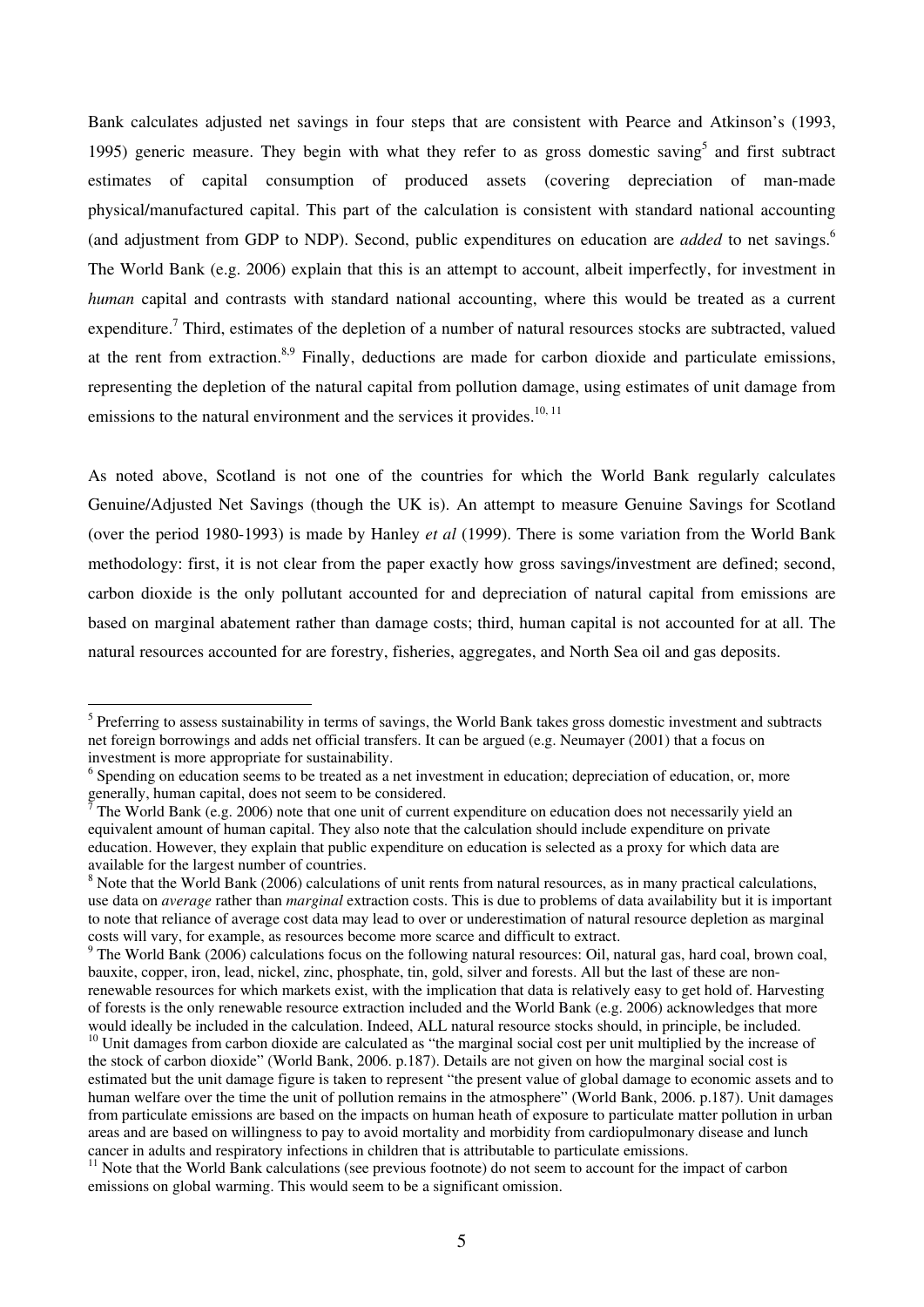Bank calculates adjusted net savings in four steps that are consistent with Pearce and Atkinson's (1993, 1995) generic measure. They begin with what they refer to as gross domestic saving[5] and first subtract estimates of capital consumption of produced assets (covering depreciation of man-made physical/manufactured capital. This part of the calculation is consistent with standard national accounting (and adjustment from GDP to NDP). Second, public expenditures on education are *added* to net savings.[6] The World Bank (e.g. 2006) explain that this is an attempt to account, albeit imperfectly, for investment in *human* capital and contrasts with standard national accounting, where this would be treated as a current expenditure.[7] Third, estimates of the depletion of a number of natural resources stocks are subtracted, valued at the rent from extraction.[8,9] Finally, deductions are made for carbon dioxide and particulate emissions, representing the depletion of the natural capital from pollution damage, using estimates of unit damage from emissions to the natural environment and the services it provides.[10, 11]

As noted above, Scotland is not one of the countries for which the World Bank regularly calculates Genuine/Adjusted Net Savings (though the UK is). An attempt to measure Genuine Savings for Scotland (over the period 1980-1993) is made by Hanley *et al* (1999). There is some variation from the World Bank methodology: first, it is not clear from the paper exactly how gross savings/investment are defined; second, carbon dioxide is the only pollutant accounted for and depreciation of natural capital from emissions are based on marginal abatement rather than damage costs; third, human capital is not accounted for at all. The natural resources accounted for are forestry, fisheries, aggregates, and North Sea oil and gas deposits.

---

[5] Preferring to assess sustainability in terms of savings, the World Bank takes gross domestic investment and subtracts net foreign borrowings and adds net official transfers. It can be argued (e.g. Neumayer (2001) that a focus on investment is more appropriate for sustainability.

[6] Spending on education seems to be treated as a net investment in education; depreciation of education, or, more generally, human capital, does not seem to be considered.

[7] The World Bank (e.g. 2006) note that one unit of current expenditure on education does not necessarily yield an equivalent amount of human capital. They also note that the calculation should include expenditure on private education. However, they explain that public expenditure on education is selected as a proxy for which data are available for the largest number of countries.

[8] Note that the World Bank (2006) calculations of unit rents from natural resources, as in many practical calculations, use data on *average* rather than *marginal* extraction costs. This is due to problems of data availability but it is important to note that reliance of average cost data may lead to over or underestimation of natural resource depletion as marginal costs will vary, for example, as resources become more scarce and difficult to extract.

[9] The World Bank (2006) calculations focus on the following natural resources: Oil, natural gas, hard coal, brown coal, bauxite, copper, iron, lead, nickel, zinc, phosphate, tin, gold, silver and forests. All but the last of these are non-renewable resources for which markets exist, with the implication that data is relatively easy to get hold of. Harvesting of forests is the only renewable resource extraction included and the World Bank (e.g. 2006) acknowledges that more would ideally be included in the calculation. Indeed, ALL natural resource stocks should, in principle, be included.

[10] Unit damages from carbon dioxide are calculated as "the marginal social cost per unit multiplied by the increase of the stock of carbon dioxide" (World Bank, 2006. p.187). Details are not given on how the marginal social cost is estimated but the unit damage figure is taken to represent "the present value of global damage to economic assets and to human welfare over the time the unit of pollution remains in the atmosphere" (World Bank, 2006. p.187). Unit damages from particulate emissions are based on the impacts on human heath of exposure to particulate matter pollution in urban areas and are based on willingness to pay to avoid mortality and morbidity from cardiopulmonary disease and lunch cancer in adults and respiratory infections in children that is attributable to particulate emissions.

[11] Note that the World Bank calculations (see previous footnote) do not seem to account for the impact of carbon emissions on global warming. This would seem to be a significant omission.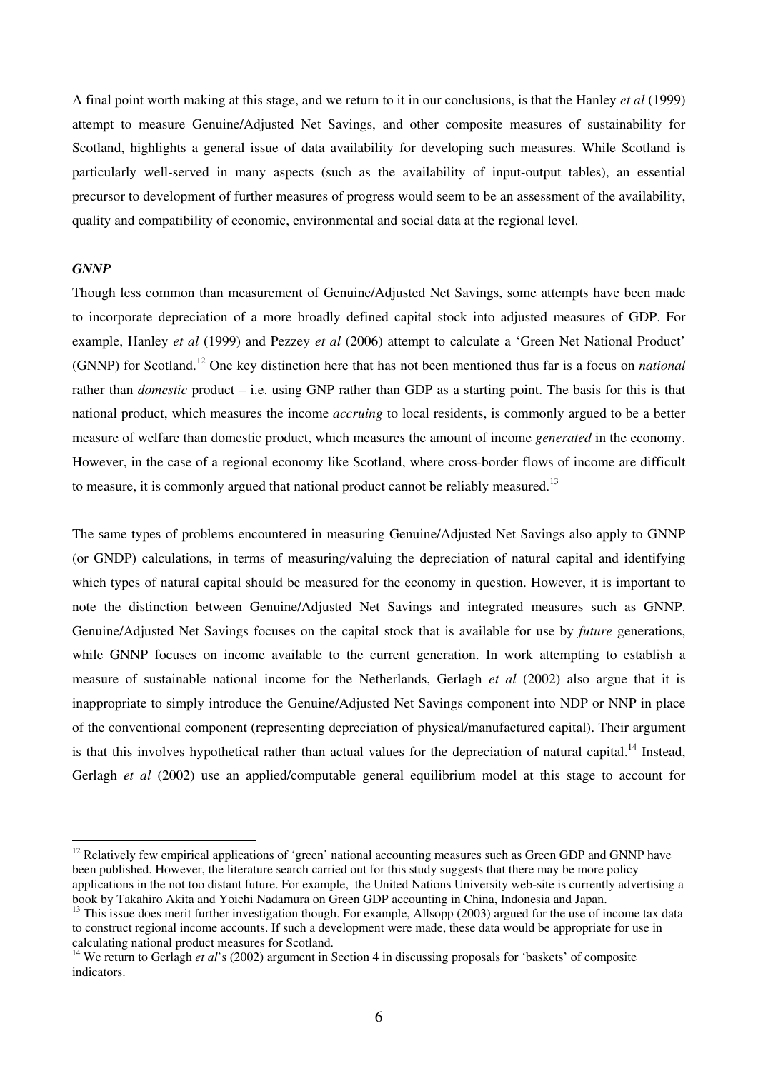A final point worth making at this stage, and we return to it in our conclusions, is that the Hanley *et al* (1999) attempt to measure Genuine/Adjusted Net Savings, and other composite measures of sustainability for Scotland, highlights a general issue of data availability for developing such measures. While Scotland is particularly well-served in many aspects (such as the availability of input-output tables), an essential precursor to development of further measures of progress would seem to be an assessment of the availability, quality and compatibility of economic, environmental and social data at the regional level.

### *GNNP*

Though less common than measurement of Genuine/Adjusted Net Savings, some attempts have been made to incorporate depreciation of a more broadly defined capital stock into adjusted measures of GDP. For example, Hanley *et al* (1999) and Pezzey *et al* (2006) attempt to calculate a 'Green Net National Product' (GNNP) for Scotland.[12] One key distinction here that has not been mentioned thus far is a focus on *national* rather than *domestic* product – i.e. using GNP rather than GDP as a starting point. The basis for this is that national product, which measures the income *accruing* to local residents, is commonly argued to be a better measure of welfare than domestic product, which measures the amount of income *generated* in the economy. However, in the case of a regional economy like Scotland, where cross-border flows of income are difficult to measure, it is commonly argued that national product cannot be reliably measured.[13]

The same types of problems encountered in measuring Genuine/Adjusted Net Savings also apply to GNNP (or GNDP) calculations, in terms of measuring/valuing the depreciation of natural capital and identifying which types of natural capital should be measured for the economy in question. However, it is important to note the distinction between Genuine/Adjusted Net Savings and integrated measures such as GNNP. Genuine/Adjusted Net Savings focuses on the capital stock that is available for use by *future* generations, while GNNP focuses on income available to the current generation. In work attempting to establish a measure of sustainable national income for the Netherlands, Gerlagh *et al* (2002) also argue that it is inappropriate to simply introduce the Genuine/Adjusted Net Savings component into NDP or NNP in place of the conventional component (representing depreciation of physical/manufactured capital). Their argument is that this involves hypothetical rather than actual values for the depreciation of natural capital.[14] Instead, Gerlagh *et al* (2002) use an applied/computable general equilibrium model at this stage to account for

---

[12] Relatively few empirical applications of 'green' national accounting measures such as Green GDP and GNNP have been published. However, the literature search carried out for this study suggests that there may be more policy applications in the not too distant future. For example, the United Nations University web-site is currently advertising a book by Takahiro Akita and Yoichi Nadamura on Green GDP accounting in China, Indonesia and Japan.

[13] This issue does merit further investigation though. For example, Allsopp (2003) argued for the use of income tax data to construct regional income accounts. If such a development were made, these data would be appropriate for use in calculating national product measures for Scotland.

[14] We return to Gerlagh *et al*'s (2002) argument in Section 4 in discussing proposals for 'baskets' of composite indicators.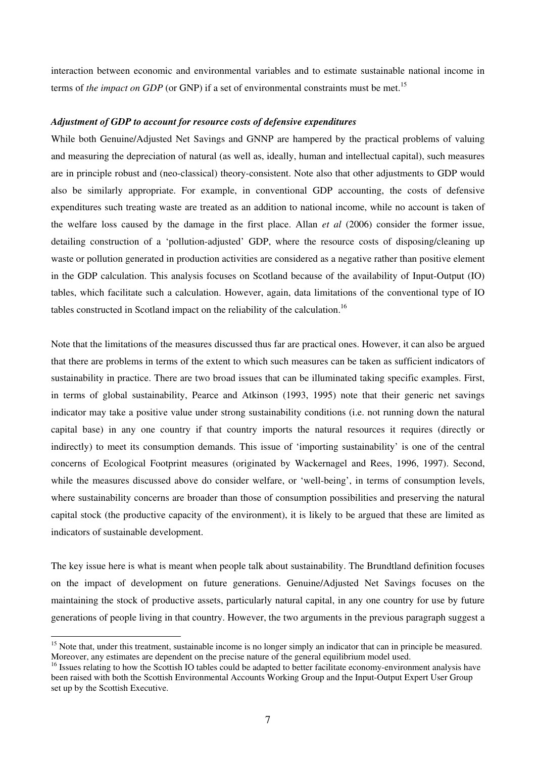interaction between economic and environmental variables and to estimate sustainable national income in terms of *the impact on GDP* (or GNP) if a set of environmental constraints must be met.[15]

***Adjustment of GDP to account for resource costs of defensive expenditures***

While both Genuine/Adjusted Net Savings and GNNP are hampered by the practical problems of valuing and measuring the depreciation of natural (as well as, ideally, human and intellectual capital), such measures are in principle robust and (neo-classical) theory-consistent. Note also that other adjustments to GDP would also be similarly appropriate. For example, in conventional GDP accounting, the costs of defensive expenditures such treating waste are treated as an addition to national income, while no account is taken of the welfare loss caused by the damage in the first place. Allan *et al* (2006) consider the former issue, detailing construction of a 'pollution-adjusted' GDP, where the resource costs of disposing/cleaning up waste or pollution generated in production activities are considered as a negative rather than positive element in the GDP calculation. This analysis focuses on Scotland because of the availability of Input-Output (IO) tables, which facilitate such a calculation. However, again, data limitations of the conventional type of IO tables constructed in Scotland impact on the reliability of the calculation.[16]

Note that the limitations of the measures discussed thus far are practical ones. However, it can also be argued that there are problems in terms of the extent to which such measures can be taken as sufficient indicators of sustainability in practice. There are two broad issues that can be illuminated taking specific examples. First, in terms of global sustainability, Pearce and Atkinson (1993, 1995) note that their generic net savings indicator may take a positive value under strong sustainability conditions (i.e. not running down the natural capital base) in any one country if that country imports the natural resources it requires (directly or indirectly) to meet its consumption demands. This issue of 'importing sustainability' is one of the central concerns of Ecological Footprint measures (originated by Wackernagel and Rees, 1996, 1997). Second, while the measures discussed above do consider welfare, or 'well-being', in terms of consumption levels, where sustainability concerns are broader than those of consumption possibilities and preserving the natural capital stock (the productive capacity of the environment), it is likely to be argued that these are limited as indicators of sustainable development.

The key issue here is what is meant when people talk about sustainability. The Brundtland definition focuses on the impact of development on future generations. Genuine/Adjusted Net Savings focuses on the maintaining the stock of productive assets, particularly natural capital, in any one country for use by future generations of people living in that country. However, the two arguments in the previous paragraph suggest a

[15] Note that, under this treatment, sustainable income is no longer simply an indicator that can in principle be measured. Moreover, any estimates are dependent on the precise nature of the general equilibrium model used.

[16] Issues relating to how the Scottish IO tables could be adapted to better facilitate economy-environment analysis have been raised with both the Scottish Environmental Accounts Working Group and the Input-Output Expert User Group set up by the Scottish Executive.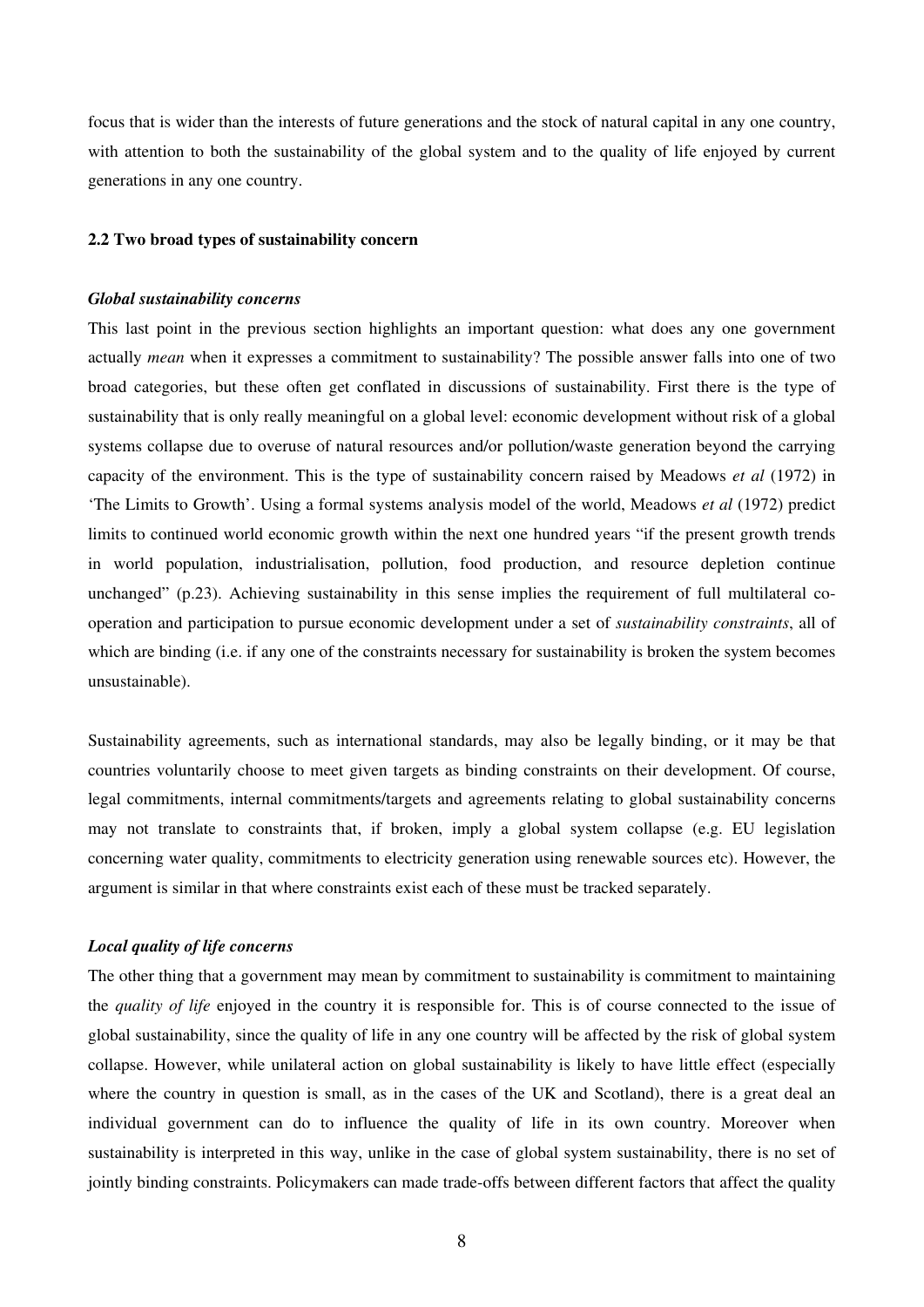focus that is wider than the interests of future generations and the stock of natural capital in any one country, with attention to both the sustainability of the global system and to the quality of life enjoyed by current generations in any one country.

### 2.2 Two broad types of sustainability concern

#### *Global sustainability concerns*

This last point in the previous section highlights an important question: what does any one government actually *mean* when it expresses a commitment to sustainability? The possible answer falls into one of two broad categories, but these often get conflated in discussions of sustainability. First there is the type of sustainability that is only really meaningful on a global level: economic development without risk of a global systems collapse due to overuse of natural resources and/or pollution/waste generation beyond the carrying capacity of the environment. This is the type of sustainability concern raised by Meadows *et al* (1972) in 'The Limits to Growth'. Using a formal systems analysis model of the world, Meadows *et al* (1972) predict limits to continued world economic growth within the next one hundred years "if the present growth trends in world population, industrialisation, pollution, food production, and resource depletion continue unchanged" (p.23). Achieving sustainability in this sense implies the requirement of full multilateral co-operation and participation to pursue economic development under a set of *sustainability constraints*, all of which are binding (i.e. if any one of the constraints necessary for sustainability is broken the system becomes unsustainable).

Sustainability agreements, such as international standards, may also be legally binding, or it may be that countries voluntarily choose to meet given targets as binding constraints on their development. Of course, legal commitments, internal commitments/targets and agreements relating to global sustainability concerns may not translate to constraints that, if broken, imply a global system collapse (e.g. EU legislation concerning water quality, commitments to electricity generation using renewable sources etc). However, the argument is similar in that where constraints exist each of these must be tracked separately.

#### *Local quality of life concerns*

The other thing that a government may mean by commitment to sustainability is commitment to maintaining the *quality of life* enjoyed in the country it is responsible for. This is of course connected to the issue of global sustainability, since the quality of life in any one country will be affected by the risk of global system collapse. However, while unilateral action on global sustainability is likely to have little effect (especially where the country in question is small, as in the cases of the UK and Scotland), there is a great deal an individual government can do to influence the quality of life in its own country. Moreover when sustainability is interpreted in this way, unlike in the case of global system sustainability, there is no set of jointly binding constraints. Policymakers can made trade-offs between different factors that affect the quality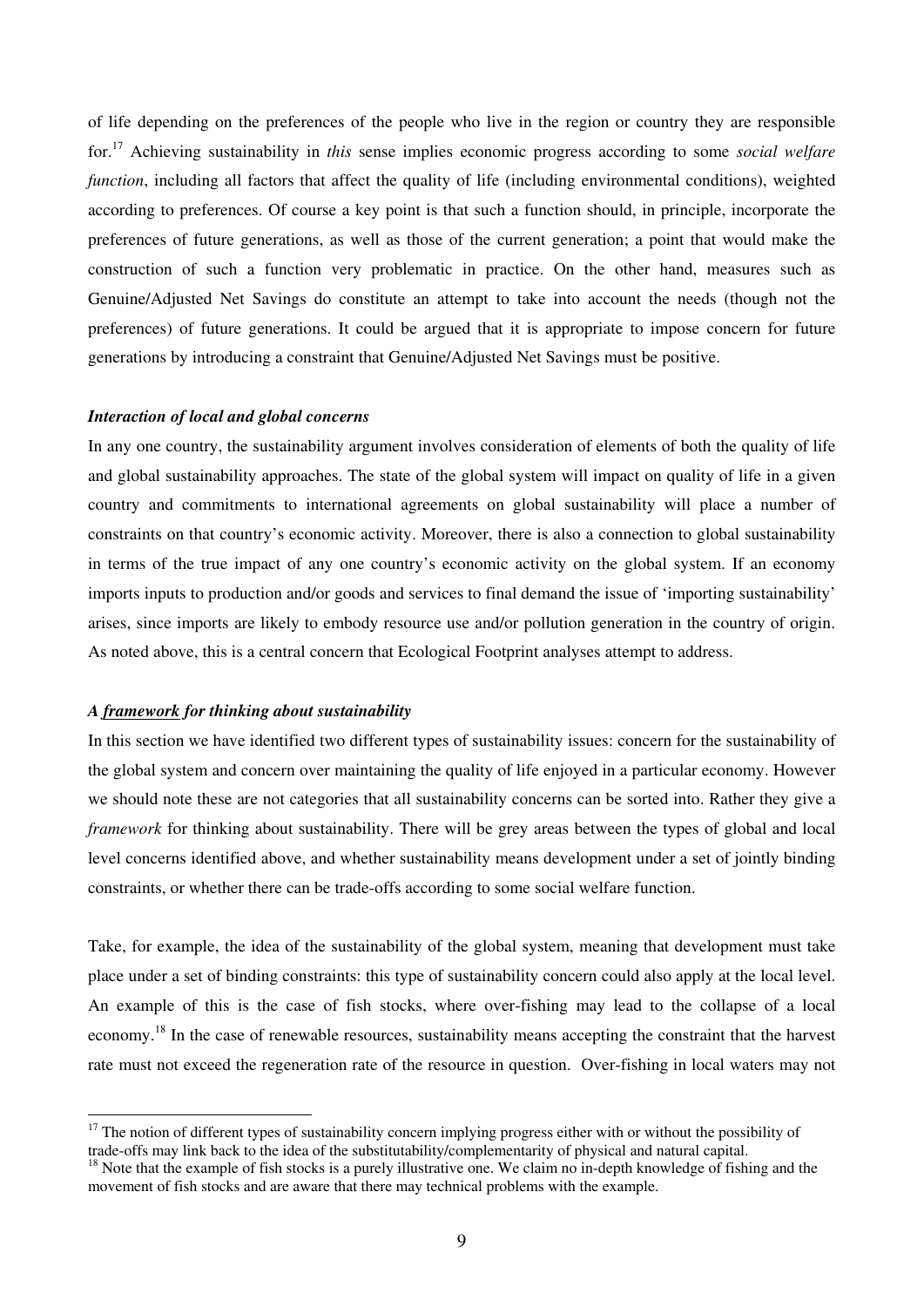of life depending on the preferences of the people who live in the region or country they are responsible for.[17] Achieving sustainability in *this* sense implies economic progress according to some *social welfare function*, including all factors that affect the quality of life (including environmental conditions), weighted according to preferences. Of course a key point is that such a function should, in principle, incorporate the preferences of future generations, as well as those of the current generation; a point that would make the construction of such a function very problematic in practice. On the other hand, measures such as Genuine/Adjusted Net Savings do constitute an attempt to take into account the needs (though not the preferences) of future generations. It could be argued that it is appropriate to impose concern for future generations by introducing a constraint that Genuine/Adjusted Net Savings must be positive.

### *Interaction of local and global concerns*

In any one country, the sustainability argument involves consideration of elements of both the quality of life and global sustainability approaches. The state of the global system will impact on quality of life in a given country and commitments to international agreements on global sustainability will place a number of constraints on that country's economic activity. Moreover, there is also a connection to global sustainability in terms of the true impact of any one country's economic activity on the global system. If an economy imports inputs to production and/or goods and services to final demand the issue of 'importing sustainability' arises, since imports are likely to embody resource use and/or pollution generation in the country of origin. As noted above, this is a central concern that Ecological Footprint analyses attempt to address.

### *A framework for thinking about sustainability*

In this section we have identified two different types of sustainability issues: concern for the sustainability of the global system and concern over maintaining the quality of life enjoyed in a particular economy. However we should note these are not categories that all sustainability concerns can be sorted into. Rather they give a *framework* for thinking about sustainability. There will be grey areas between the types of global and local level concerns identified above, and whether sustainability means development under a set of jointly binding constraints, or whether there can be trade-offs according to some social welfare function.

Take, for example, the idea of the sustainability of the global system, meaning that development must take place under a set of binding constraints: this type of sustainability concern could also apply at the local level. An example of this is the case of fish stocks, where over-fishing may lead to the collapse of a local economy.[18] In the case of renewable resources, sustainability means accepting the constraint that the harvest rate must not exceed the regeneration rate of the resource in question. Over-fishing in local waters may not

---

[17] The notion of different types of sustainability concern implying progress either with or without the possibility of trade-offs may link back to the idea of the substitutability/complementarity of physical and natural capital.

[18] Note that the example of fish stocks is a purely illustrative one. We claim no in-depth knowledge of fishing and the movement of fish stocks and are aware that there may technical problems with the example.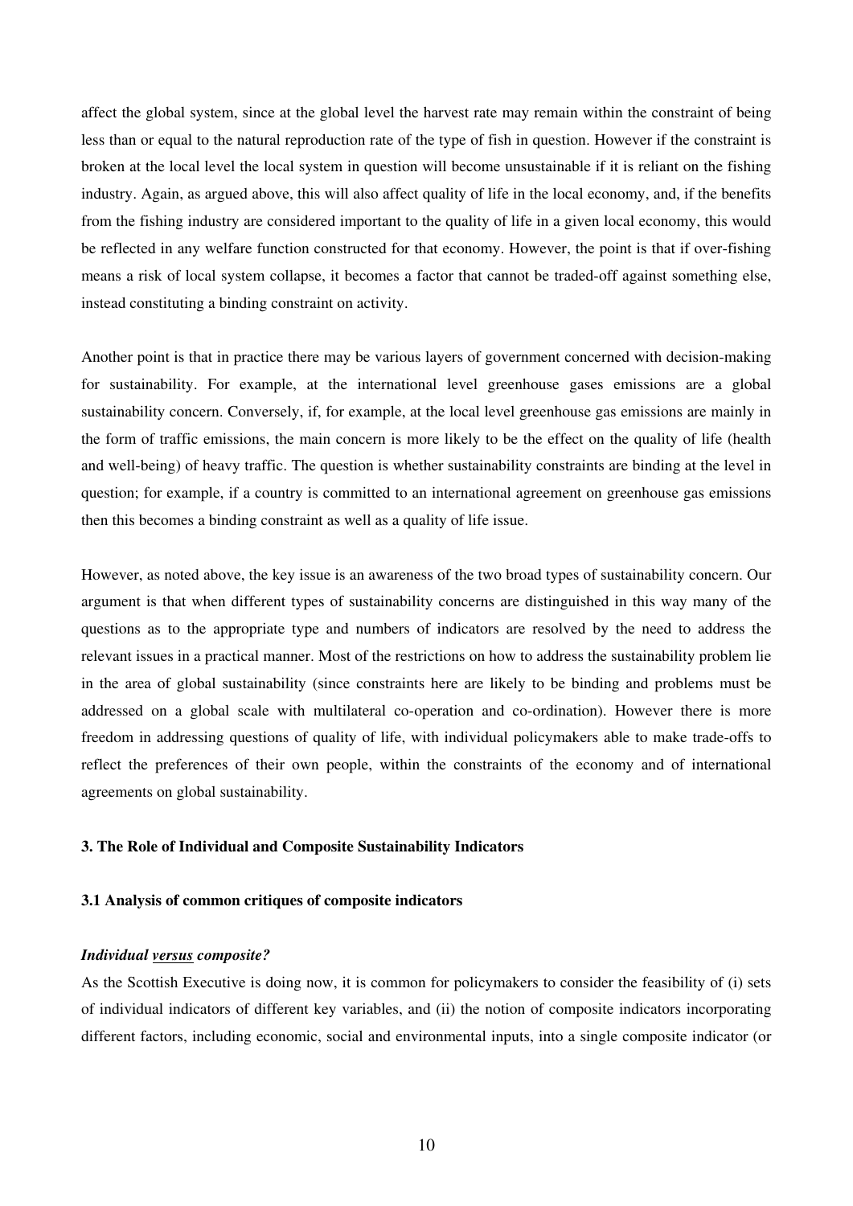affect the global system, since at the global level the harvest rate may remain within the constraint of being less than or equal to the natural reproduction rate of the type of fish in question. However if the constraint is broken at the local level the local system in question will become unsustainable if it is reliant on the fishing industry. Again, as argued above, this will also affect quality of life in the local economy, and, if the benefits from the fishing industry are considered important to the quality of life in a given local economy, this would be reflected in any welfare function constructed for that economy. However, the point is that if over-fishing means a risk of local system collapse, it becomes a factor that cannot be traded-off against something else, instead constituting a binding constraint on activity.

Another point is that in practice there may be various layers of government concerned with decision-making for sustainability. For example, at the international level greenhouse gases emissions are a global sustainability concern. Conversely, if, for example, at the local level greenhouse gas emissions are mainly in the form of traffic emissions, the main concern is more likely to be the effect on the quality of life (health and well-being) of heavy traffic. The question is whether sustainability constraints are binding at the level in question; for example, if a country is committed to an international agreement on greenhouse gas emissions then this becomes a binding constraint as well as a quality of life issue.

However, as noted above, the key issue is an awareness of the two broad types of sustainability concern. Our argument is that when different types of sustainability concerns are distinguished in this way many of the questions as to the appropriate type and numbers of indicators are resolved by the need to address the relevant issues in a practical manner. Most of the restrictions on how to address the sustainability problem lie in the area of global sustainability (since constraints here are likely to be binding and problems must be addressed on a global scale with multilateral co-operation and co-ordination). However there is more freedom in addressing questions of quality of life, with individual policymakers able to make trade-offs to reflect the preferences of their own people, within the constraints of the economy and of international agreements on global sustainability.

## 3. The Role of Individual and Composite Sustainability Indicators

### 3.1 Analysis of common critiques of composite indicators

***Individual versus composite?***

As the Scottish Executive is doing now, it is common for policymakers to consider the feasibility of (i) sets of individual indicators of different key variables, and (ii) the notion of composite indicators incorporating different factors, including economic, social and environmental inputs, into a single composite indicator (or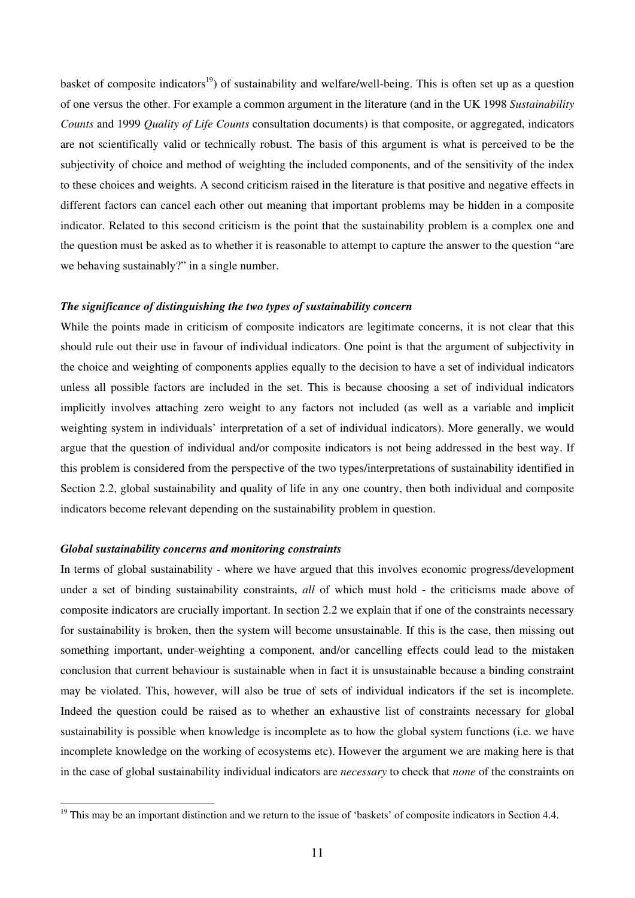basket of composite indicators[19]) of sustainability and welfare/well-being. This is often set up as a question of one versus the other. For example a common argument in the literature (and in the UK 1998 *Sustainability Counts* and 1999 *Quality of Life Counts* consultation documents) is that composite, or aggregated, indicators are not scientifically valid or technically robust. The basis of this argument is what is perceived to be the subjectivity of choice and method of weighting the included components, and of the sensitivity of the index to these choices and weights. A second criticism raised in the literature is that positive and negative effects in different factors can cancel each other out meaning that important problems may be hidden in a composite indicator. Related to this second criticism is the point that the sustainability problem is a complex one and the question must be asked as to whether it is reasonable to attempt to capture the answer to the question "are we behaving sustainably?" in a single number.

***The significance of distinguishing the two types of sustainability concern***

While the points made in criticism of composite indicators are legitimate concerns, it is not clear that this should rule out their use in favour of individual indicators. One point is that the argument of subjectivity in the choice and weighting of components applies equally to the decision to have a set of individual indicators unless all possible factors are included in the set. This is because choosing a set of individual indicators implicitly involves attaching zero weight to any factors not included (as well as a variable and implicit weighting system in individuals' interpretation of a set of individual indicators). More generally, we would argue that the question of individual and/or composite indicators is not being addressed in the best way. If this problem is considered from the perspective of the two types/interpretations of sustainability identified in Section 2.2, global sustainability and quality of life in any one country, then both individual and composite indicators become relevant depending on the sustainability problem in question.

***Global sustainability concerns and monitoring constraints***

In terms of global sustainability - where we have argued that this involves economic progress/development under a set of binding sustainability constraints, *all* of which must hold - the criticisms made above of composite indicators are crucially important. In section 2.2 we explain that if one of the constraints necessary for sustainability is broken, then the system will become unsustainable. If this is the case, then missing out something important, under-weighting a component, and/or cancelling effects could lead to the mistaken conclusion that current behaviour is sustainable when in fact it is unsustainable because a binding constraint may be violated. This, however, will also be true of sets of individual indicators if the set is incomplete. Indeed the question could be raised as to whether an exhaustive list of constraints necessary for global sustainability is possible when knowledge is incomplete as to how the global system functions (i.e. we have incomplete knowledge on the working of ecosystems etc). However the argument we are making here is that in the case of global sustainability individual indicators are *necessary* to check that *none* of the constraints on

[19] This may be an important distinction and we return to the issue of 'baskets' of composite indicators in Section 4.4.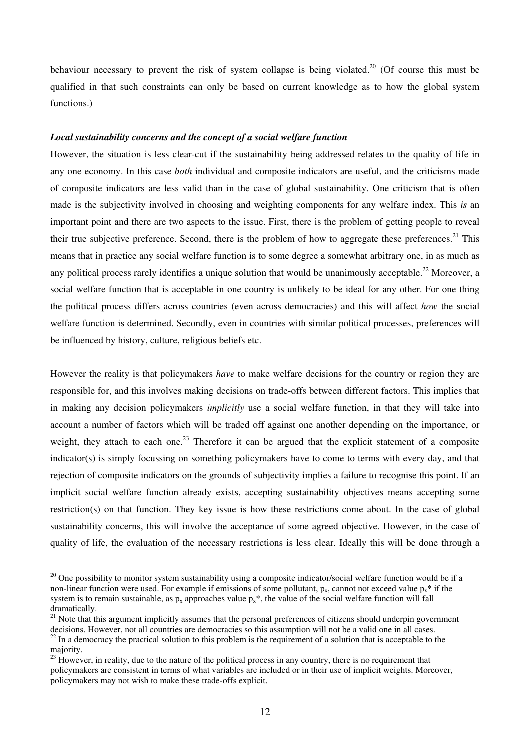behaviour necessary to prevent the risk of system collapse is being violated.[20] (Of course this must be qualified in that such constraints can only be based on current knowledge as to how the global system functions.)

***Local sustainability concerns and the concept of a social welfare function***

However, the situation is less clear-cut if the sustainability being addressed relates to the quality of life in any one economy. In this case *both* individual and composite indicators are useful, and the criticisms made of composite indicators are less valid than in the case of global sustainability. One criticism that is often made is the subjectivity involved in choosing and weighting components for any welfare index. This *is* an important point and there are two aspects to the issue. First, there is the problem of getting people to reveal their true subjective preference. Second, there is the problem of how to aggregate these preferences.[21] This means that in practice any social welfare function is to some degree a somewhat arbitrary one, in as much as any political process rarely identifies a unique solution that would be unanimously acceptable.[22] Moreover, a social welfare function that is acceptable in one country is unlikely to be ideal for any other. For one thing the political process differs across countries (even across democracies) and this will affect *how* the social welfare function is determined. Secondly, even in countries with similar political processes, preferences will be influenced by history, culture, religious beliefs etc.

However the reality is that policymakers *have* to make welfare decisions for the country or region they are responsible for, and this involves making decisions on trade-offs between different factors. This implies that in making any decision policymakers *implicitly* use a social welfare function, in that they will take into account a number of factors which will be traded off against one another depending on the importance, or weight, they attach to each one.[23] Therefore it can be argued that the explicit statement of a composite indicator(s) is simply focussing on something policymakers have to come to terms with every day, and that rejection of composite indicators on the grounds of subjectivity implies a failure to recognise this point. If an implicit social welfare function already exists, accepting sustainability objectives means accepting some restriction(s) on that function. They key issue is how these restrictions come about. In the case of global sustainability concerns, this will involve the acceptance of some agreed objective. However, in the case of quality of life, the evaluation of the necessary restrictions is less clear. Ideally this will be done through a

---

[20] One possibility to monitor system sustainability using a composite indicator/social welfare function would be if a non-linear function were used. For example if emissions of some pollutant, $p_x$, cannot not exceed value $p_x*$ if the system is to remain sustainable, as $p_x$ approaches value $p_x*$, the value of the social welfare function will fall dramatically.

[21] Note that this argument implicitly assumes that the personal preferences of citizens should underpin government decisions. However, not all countries are democracies so this assumption will not be a valid one in all cases.

[22] In a democracy the practical solution to this problem is the requirement of a solution that is acceptable to the majority.

[23] However, in reality, due to the nature of the political process in any country, there is no requirement that policymakers are consistent in terms of what variables are included or in their use of implicit weights. Moreover, policymakers may not wish to make these trade-offs explicit.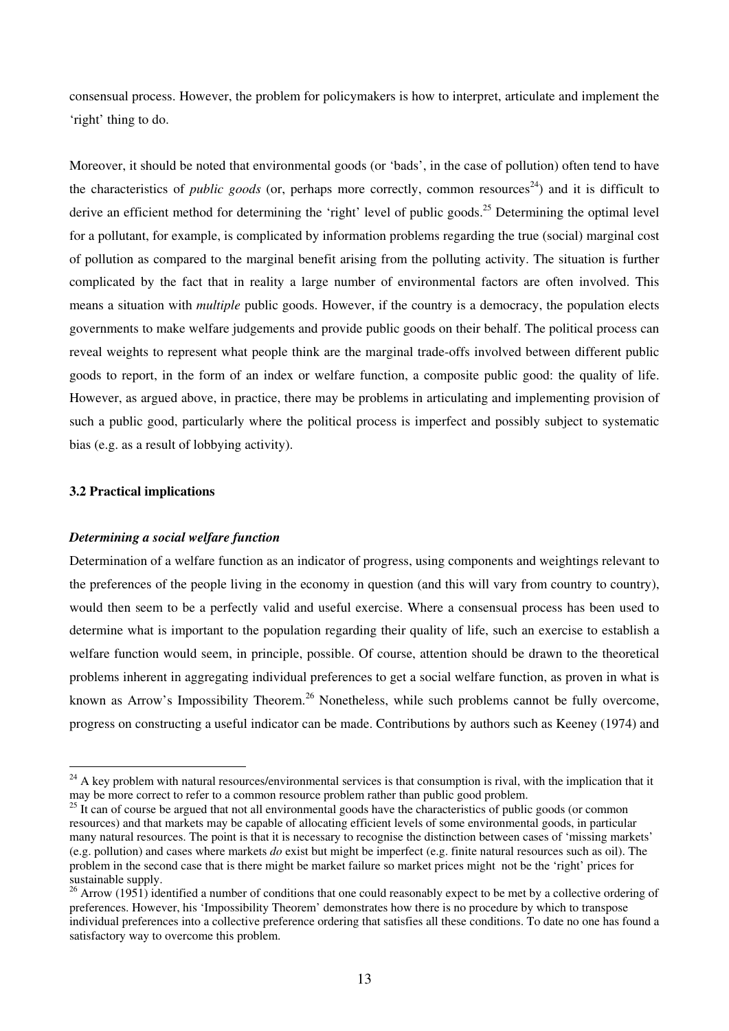consensual process. However, the problem for policymakers is how to interpret, articulate and implement the 'right' thing to do.

Moreover, it should be noted that environmental goods (or 'bads', in the case of pollution) often tend to have the characteristics of *public goods* (or, perhaps more correctly, common resources[24]) and it is difficult to derive an efficient method for determining the 'right' level of public goods.[25] Determining the optimal level for a pollutant, for example, is complicated by information problems regarding the true (social) marginal cost of pollution as compared to the marginal benefit arising from the polluting activity. The situation is further complicated by the fact that in reality a large number of environmental factors are often involved. This means a situation with *multiple* public goods. However, if the country is a democracy, the population elects governments to make welfare judgements and provide public goods on their behalf. The political process can reveal weights to represent what people think are the marginal trade-offs involved between different public goods to report, in the form of an index or welfare function, a composite public good: the quality of life. However, as argued above, in practice, there may be problems in articulating and implementing provision of such a public good, particularly where the political process is imperfect and possibly subject to systematic bias (e.g. as a result of lobbying activity).

### 3.2 Practical implications

#### *Determining a social welfare function*

Determination of a welfare function as an indicator of progress, using components and weightings relevant to the preferences of the people living in the economy in question (and this will vary from country to country), would then seem to be a perfectly valid and useful exercise. Where a consensual process has been used to determine what is important to the population regarding their quality of life, such an exercise to establish a welfare function would seem, in principle, possible. Of course, attention should be drawn to the theoretical problems inherent in aggregating individual preferences to get a social welfare function, as proven in what is known as Arrow's Impossibility Theorem.[26] Nonetheless, while such problems cannot be fully overcome, progress on constructing a useful indicator can be made. Contributions by authors such as Keeney (1974) and

---

[24] A key problem with natural resources/environmental services is that consumption is rival, with the implication that it may be more correct to refer to a common resource problem rather than public good problem.

[25] It can of course be argued that not all environmental goods have the characteristics of public goods (or common resources) and that markets may be capable of allocating efficient levels of some environmental goods, in particular many natural resources. The point is that it is necessary to recognise the distinction between cases of 'missing markets' (e.g. pollution) and cases where markets *do* exist but might be imperfect (e.g. finite natural resources such as oil). The problem in the second case that is there might be market failure so market prices might not be the 'right' prices for sustainable supply.

[26] Arrow (1951) identified a number of conditions that one could reasonably expect to be met by a collective ordering of preferences. However, his 'Impossibility Theorem' demonstrates how there is no procedure by which to transpose individual preferences into a collective preference ordering that satisfies all these conditions. To date no one has found a satisfactory way to overcome this problem.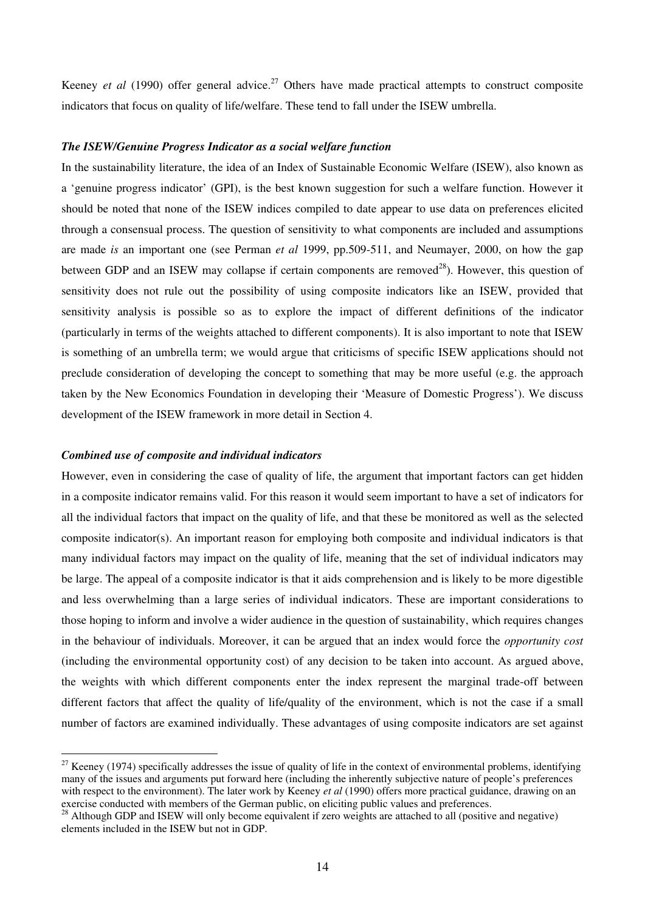Keeney *et al* (1990) offer general advice.[27] Others have made practical attempts to construct composite indicators that focus on quality of life/welfare. These tend to fall under the ISEW umbrella.

***The ISEW/Genuine Progress Indicator as a social welfare function***

In the sustainability literature, the idea of an Index of Sustainable Economic Welfare (ISEW), also known as a 'genuine progress indicator' (GPI), is the best known suggestion for such a welfare function. However it should be noted that none of the ISEW indices compiled to date appear to use data on preferences elicited through a consensual process. The question of sensitivity to what components are included and assumptions are made *is* an important one (see Perman *et al* 1999, pp.509-511, and Neumayer, 2000, on how the gap between GDP and an ISEW may collapse if certain components are removed[28]). However, this question of sensitivity does not rule out the possibility of using composite indicators like an ISEW, provided that sensitivity analysis is possible so as to explore the impact of different definitions of the indicator (particularly in terms of the weights attached to different components). It is also important to note that ISEW is something of an umbrella term; we would argue that criticisms of specific ISEW applications should not preclude consideration of developing the concept to something that may be more useful (e.g. the approach taken by the New Economics Foundation in developing their 'Measure of Domestic Progress'). We discuss development of the ISEW framework in more detail in Section 4.

***Combined use of composite and individual indicators***

However, even in considering the case of quality of life, the argument that important factors can get hidden in a composite indicator remains valid. For this reason it would seem important to have a set of indicators for all the individual factors that impact on the quality of life, and that these be monitored as well as the selected composite indicator(s). An important reason for employing both composite and individual indicators is that many individual factors may impact on the quality of life, meaning that the set of individual indicators may be large. The appeal of a composite indicator is that it aids comprehension and is likely to be more digestible and less overwhelming than a large series of individual indicators. These are important considerations to those hoping to inform and involve a wider audience in the question of sustainability, which requires changes in the behaviour of individuals. Moreover, it can be argued that an index would force the *opportunity cost* (including the environmental opportunity cost) of any decision to be taken into account. As argued above, the weights with which different components enter the index represent the marginal trade-off between different factors that affect the quality of life/quality of the environment, which is not the case if a small number of factors are examined individually. These advantages of using composite indicators are set against

[27] Keeney (1974) specifically addresses the issue of quality of life in the context of environmental problems, identifying many of the issues and arguments put forward here (including the inherently subjective nature of people's preferences with respect to the environment). The later work by Keeney *et al* (1990) offers more practical guidance, drawing on an exercise conducted with members of the German public, on eliciting public values and preferences.

[28] Although GDP and ISEW will only become equivalent if zero weights are attached to all (positive and negative) elements included in the ISEW but not in GDP.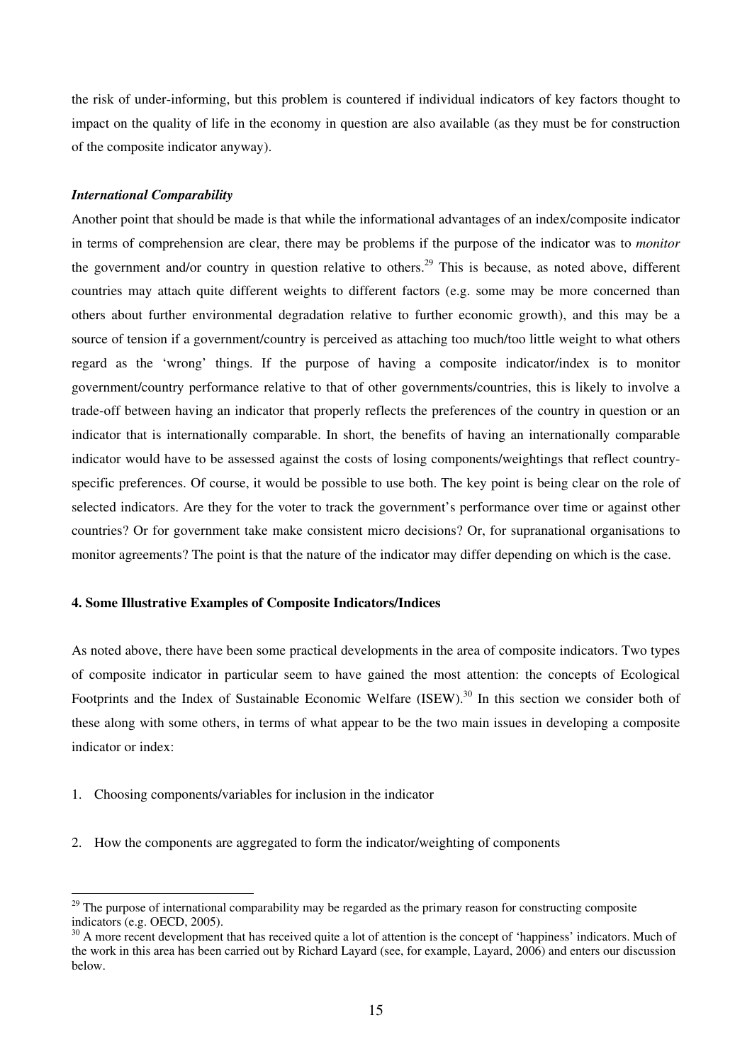the risk of under-informing, but this problem is countered if individual indicators of key factors thought to impact on the quality of life in the economy in question are also available (as they must be for construction of the composite indicator anyway).

***International Comparability***

Another point that should be made is that while the informational advantages of an index/composite indicator in terms of comprehension are clear, there may be problems if the purpose of the indicator was to *monitor* the government and/or country in question relative to others.[29] This is because, as noted above, different countries may attach quite different weights to different factors (e.g. some may be more concerned than others about further environmental degradation relative to further economic growth), and this may be a source of tension if a government/country is perceived as attaching too much/too little weight to what others regard as the 'wrong' things. If the purpose of having a composite indicator/index is to monitor government/country performance relative to that of other governments/countries, this is likely to involve a trade-off between having an indicator that properly reflects the preferences of the country in question or an indicator that is internationally comparable. In short, the benefits of having an internationally comparable indicator would have to be assessed against the costs of losing components/weightings that reflect country-specific preferences. Of course, it would be possible to use both. The key point is being clear on the role of selected indicators. Are they for the voter to track the government's performance over time or against other countries? Or for government take make consistent micro decisions? Or, for supranational organisations to monitor agreements? The point is that the nature of the indicator may differ depending on which is the case.

**4. Some Illustrative Examples of Composite Indicators/Indices**

As noted above, there have been some practical developments in the area of composite indicators. Two types of composite indicator in particular seem to have gained the most attention: the concepts of Ecological Footprints and the Index of Sustainable Economic Welfare (ISEW).[30] In this section we consider both of these along with some others, in terms of what appear to be the two main issues in developing a composite indicator or index:

1. Choosing components/variables for inclusion in the indicator

2. How the components are aggregated to form the indicator/weighting of components

---

[29] The purpose of international comparability may be regarded as the primary reason for constructing composite indicators (e.g. OECD, 2005).

[30] A more recent development that has received quite a lot of attention is the concept of 'happiness' indicators. Much of the work in this area has been carried out by Richard Layard (see, for example, Layard, 2006) and enters our discussion below.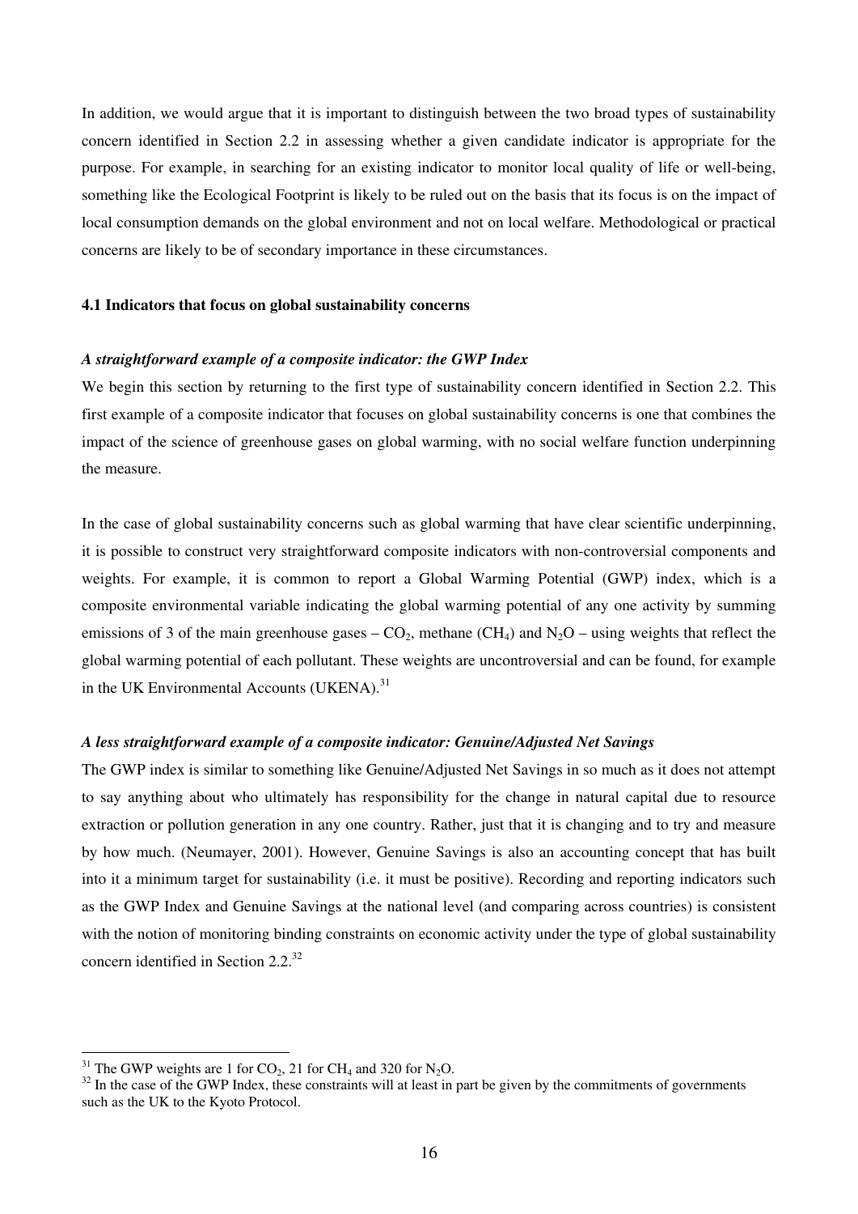In addition, we would argue that it is important to distinguish between the two broad types of sustainability concern identified in Section 2.2 in assessing whether a given candidate indicator is appropriate for the purpose. For example, in searching for an existing indicator to monitor local quality of life or well-being, something like the Ecological Footprint is likely to be ruled out on the basis that its focus is on the impact of local consumption demands on the global environment and not on local welfare. Methodological or practical concerns are likely to be of secondary importance in these circumstances.

### 4.1 Indicators that focus on global sustainability concerns

***A straightforward example of a composite indicator: the GWP Index***

We begin this section by returning to the first type of sustainability concern identified in Section 2.2. This first example of a composite indicator that focuses on global sustainability concerns is one that combines the impact of the science of greenhouse gases on global warming, with no social welfare function underpinning the measure.

In the case of global sustainability concerns such as global warming that have clear scientific underpinning, it is possible to construct very straightforward composite indicators with non-controversial components and weights. For example, it is common to report a Global Warming Potential (GWP) index, which is a composite environmental variable indicating the global warming potential of any one activity by summing emissions of 3 of the main greenhouse gases – $CO_2$, methane ($CH_4$) and $N_2O$ – using weights that reflect the global warming potential of each pollutant. These weights are uncontroversial and can be found, for example in the UK Environmental Accounts (UKENA).[31]

***A less straightforward example of a composite indicator: Genuine/Adjusted Net Savings***

The GWP index is similar to something like Genuine/Adjusted Net Savings in so much as it does not attempt to say anything about who ultimately has responsibility for the change in natural capital due to resource extraction or pollution generation in any one country. Rather, just that it is changing and to try and measure by how much. (Neumayer, 2001). However, Genuine Savings is also an accounting concept that has built into it a minimum target for sustainability (i.e. it must be positive). Recording and reporting indicators such as the GWP Index and Genuine Savings at the national level (and comparing across countries) is consistent with the notion of monitoring binding constraints on economic activity under the type of global sustainability concern identified in Section 2.2.[32]

---

[31] The GWP weights are 1 for $CO_2$, 21 for $CH_4$ and 320 for $N_2O$.

[32] In the case of the GWP Index, these constraints will at least in part be given by the commitments of governments such as the UK to the Kyoto Protocol.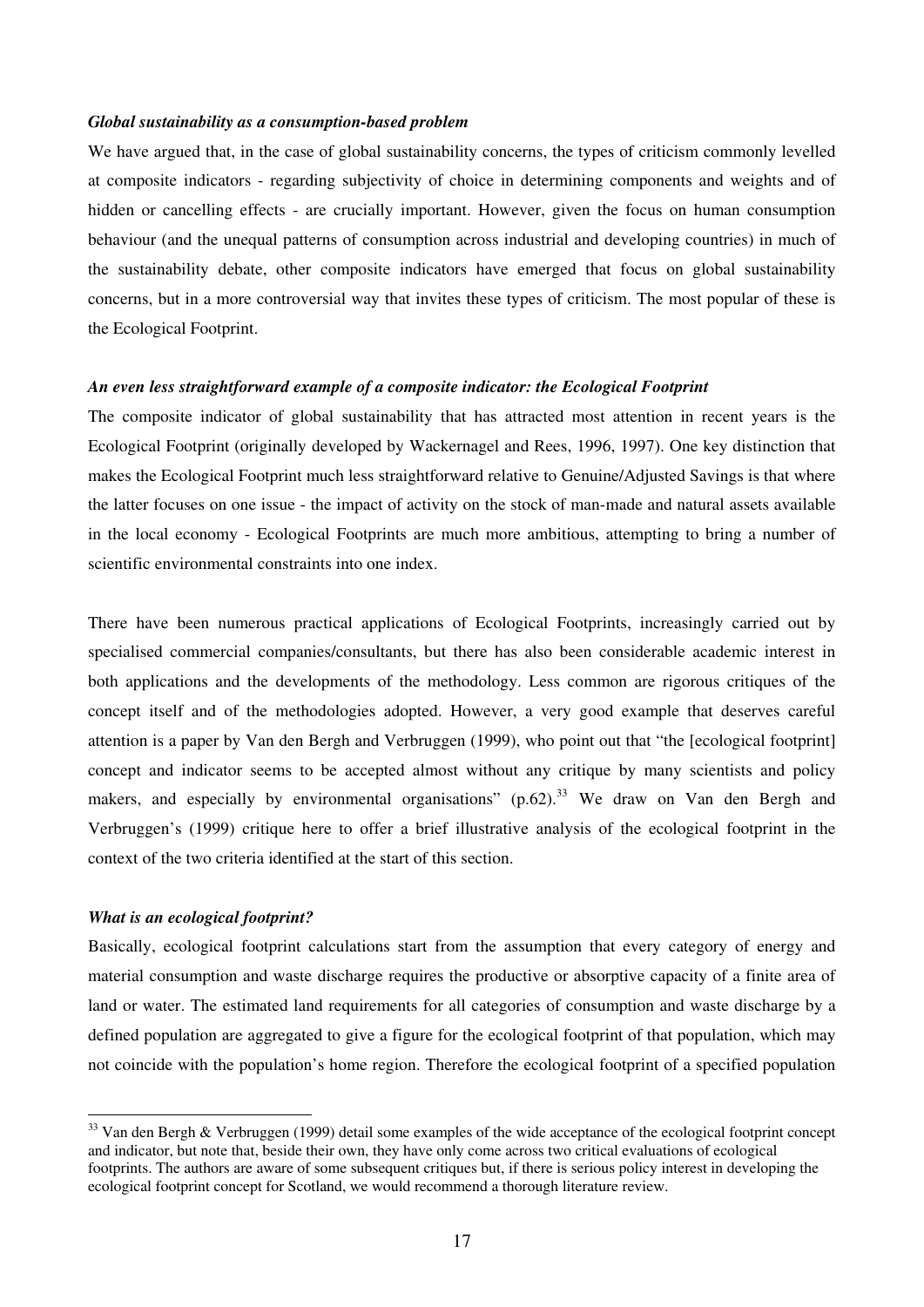***Global sustainability as a consumption-based problem***

We have argued that, in the case of global sustainability concerns, the types of criticism commonly levelled at composite indicators - regarding subjectivity of choice in determining components and weights and of hidden or cancelling effects - are crucially important. However, given the focus on human consumption behaviour (and the unequal patterns of consumption across industrial and developing countries) in much of the sustainability debate, other composite indicators have emerged that focus on global sustainability concerns, but in a more controversial way that invites these types of criticism. The most popular of these is the Ecological Footprint.

***An even less straightforward example of a composite indicator: the Ecological Footprint***

The composite indicator of global sustainability that has attracted most attention in recent years is the Ecological Footprint (originally developed by Wackernagel and Rees, 1996, 1997). One key distinction that makes the Ecological Footprint much less straightforward relative to Genuine/Adjusted Savings is that where the latter focuses on one issue - the impact of activity on the stock of man-made and natural assets available in the local economy - Ecological Footprints are much more ambitious, attempting to bring a number of scientific environmental constraints into one index.

There have been numerous practical applications of Ecological Footprints, increasingly carried out by specialised commercial companies/consultants, but there has also been considerable academic interest in both applications and the developments of the methodology. Less common are rigorous critiques of the concept itself and of the methodologies adopted. However, a very good example that deserves careful attention is a paper by Van den Bergh and Verbruggen (1999), who point out that "the [ecological footprint] concept and indicator seems to be accepted almost without any critique by many scientists and policy makers, and especially by environmental organisations" (p.62).[33] We draw on Van den Bergh and Verbruggen's (1999) critique here to offer a brief illustrative analysis of the ecological footprint in the context of the two criteria identified at the start of this section.

***What is an ecological footprint?***

Basically, ecological footprint calculations start from the assumption that every category of energy and material consumption and waste discharge requires the productive or absorptive capacity of a finite area of land or water. The estimated land requirements for all categories of consumption and waste discharge by a defined population are aggregated to give a figure for the ecological footprint of that population, which may not coincide with the population's home region. Therefore the ecological footprint of a specified population

[33] Van den Bergh & Verbruggen (1999) detail some examples of the wide acceptance of the ecological footprint concept and indicator, but note that, beside their own, they have only come across two critical evaluations of ecological footprints. The authors are aware of some subsequent critiques but, if there is serious policy interest in developing the ecological footprint concept for Scotland, we would recommend a thorough literature review.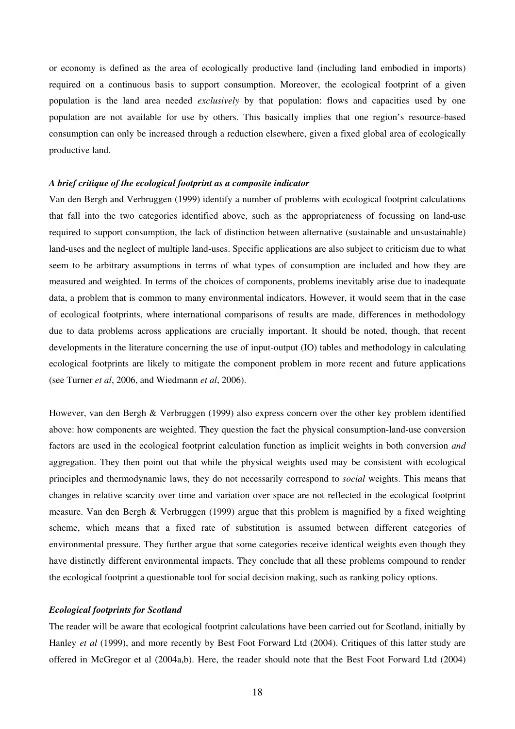or economy is defined as the area of ecologically productive land (including land embodied in imports) required on a continuous basis to support consumption. Moreover, the ecological footprint of a given population is the land area needed *exclusively* by that population: flows and capacities used by one population are not available for use by others. This basically implies that one region's resource-based consumption can only be increased through a reduction elsewhere, given a fixed global area of ecologically productive land.

### *A brief critique of the ecological footprint as a composite indicator*

Van den Bergh and Verbruggen (1999) identify a number of problems with ecological footprint calculations that fall into the two categories identified above, such as the appropriateness of focussing on land-use required to support consumption, the lack of distinction between alternative (sustainable and unsustainable) land-uses and the neglect of multiple land-uses. Specific applications are also subject to criticism due to what seem to be arbitrary assumptions in terms of what types of consumption are included and how they are measured and weighted. In terms of the choices of components, problems inevitably arise due to inadequate data, a problem that is common to many environmental indicators. However, it would seem that in the case of ecological footprints, where international comparisons of results are made, differences in methodology due to data problems across applications are crucially important. It should be noted, though, that recent developments in the literature concerning the use of input-output (IO) tables and methodology in calculating ecological footprints are likely to mitigate the component problem in more recent and future applications (see Turner *et al*, 2006, and Wiedmann *et al*, 2006).

However, van den Bergh & Verbruggen (1999) also express concern over the other key problem identified above: how components are weighted. They question the fact the physical consumption-land-use conversion factors are used in the ecological footprint calculation function as implicit weights in both conversion *and* aggregation. They then point out that while the physical weights used may be consistent with ecological principles and thermodynamic laws, they do not necessarily correspond to *social* weights. This means that changes in relative scarcity over time and variation over space are not reflected in the ecological footprint measure. Van den Bergh & Verbruggen (1999) argue that this problem is magnified by a fixed weighting scheme, which means that a fixed rate of substitution is assumed between different categories of environmental pressure. They further argue that some categories receive identical weights even though they have distinctly different environmental impacts. They conclude that all these problems compound to render the ecological footprint a questionable tool for social decision making, such as ranking policy options.

### *Ecological footprints for Scotland*

The reader will be aware that ecological footprint calculations have been carried out for Scotland, initially by Hanley *et al* (1999), and more recently by Best Foot Forward Ltd (2004). Critiques of this latter study are offered in McGregor et al (2004a,b). Here, the reader should note that the Best Foot Forward Ltd (2004)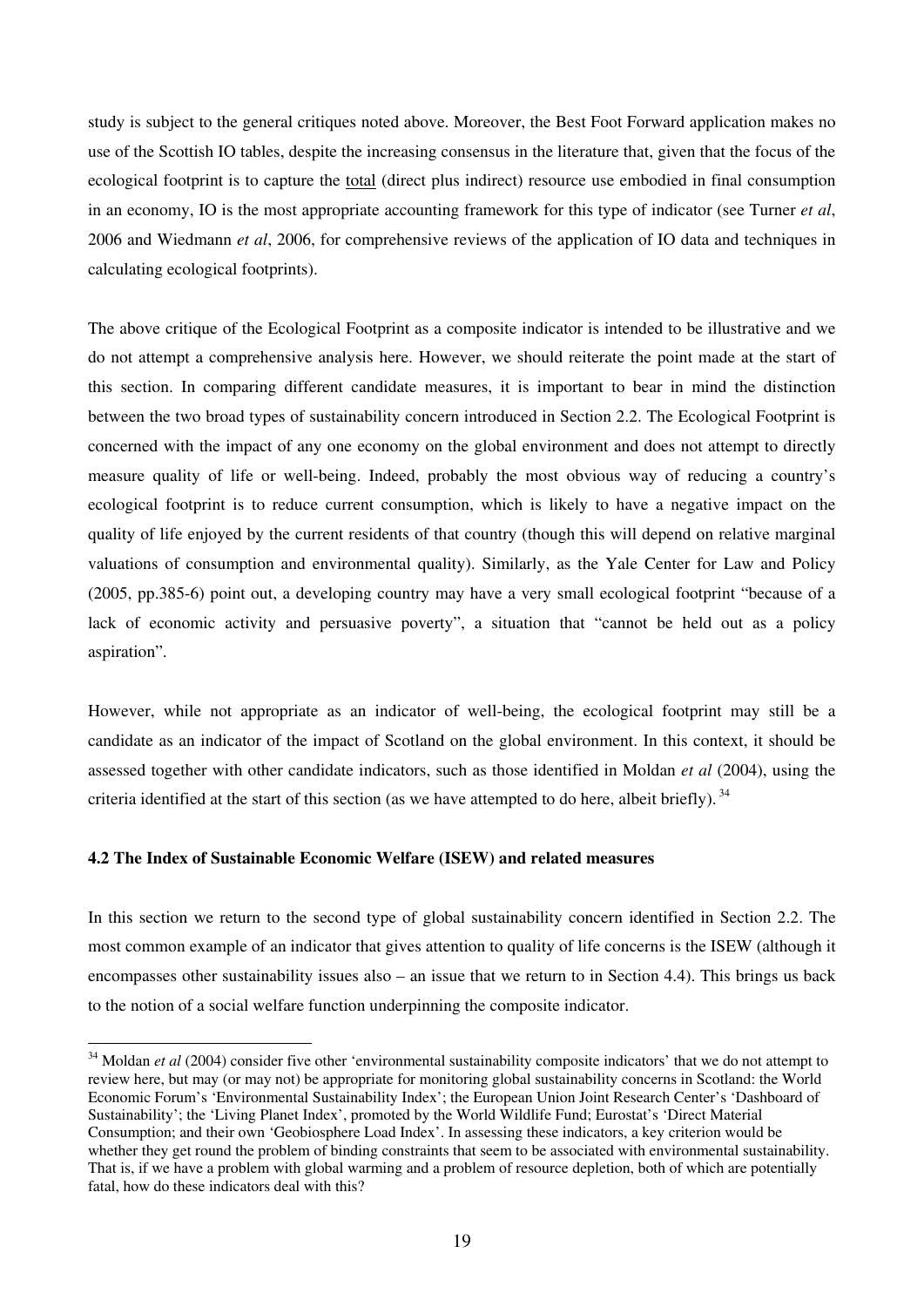study is subject to the general critiques noted above. Moreover, the Best Foot Forward application makes no use of the Scottish IO tables, despite the increasing consensus in the literature that, given that the focus of the ecological footprint is to capture the total (direct plus indirect) resource use embodied in final consumption in an economy, IO is the most appropriate accounting framework for this type of indicator (see Turner *et al*, 2006 and Wiedmann *et al*, 2006, for comprehensive reviews of the application of IO data and techniques in calculating ecological footprints).

The above critique of the Ecological Footprint as a composite indicator is intended to be illustrative and we do not attempt a comprehensive analysis here. However, we should reiterate the point made at the start of this section. In comparing different candidate measures, it is important to bear in mind the distinction between the two broad types of sustainability concern introduced in Section 2.2. The Ecological Footprint is concerned with the impact of any one economy on the global environment and does not attempt to directly measure quality of life or well-being. Indeed, probably the most obvious way of reducing a country's ecological footprint is to reduce current consumption, which is likely to have a negative impact on the quality of life enjoyed by the current residents of that country (though this will depend on relative marginal valuations of consumption and environmental quality). Similarly, as the Yale Center for Law and Policy (2005, pp.385-6) point out, a developing country may have a very small ecological footprint "because of a lack of economic activity and persuasive poverty", a situation that "cannot be held out as a policy aspiration".

However, while not appropriate as an indicator of well-being, the ecological footprint may still be a candidate as an indicator of the impact of Scotland on the global environment. In this context, it should be assessed together with other candidate indicators, such as those identified in Moldan *et al* (2004), using the criteria identified at the start of this section (as we have attempted to do here, albeit briefly).[34]

#### 4.2 The Index of Sustainable Economic Welfare (ISEW) and related measures

In this section we return to the second type of global sustainability concern identified in Section 2.2. The most common example of an indicator that gives attention to quality of life concerns is the ISEW (although it encompasses other sustainability issues also – an issue that we return to in Section 4.4). This brings us back to the notion of a social welfare function underpinning the composite indicator.

---

[34] Moldan *et al* (2004) consider five other 'environmental sustainability composite indicators' that we do not attempt to review here, but may (or may not) be appropriate for monitoring global sustainability concerns in Scotland: the World Economic Forum's 'Environmental Sustainability Index'; the European Union Joint Research Center's 'Dashboard of Sustainability'; the 'Living Planet Index', promoted by the World Wildlife Fund; Eurostat's 'Direct Material Consumption; and their own 'Geobiosphere Load Index'. In assessing these indicators, a key criterion would be whether they get round the problem of binding constraints that seem to be associated with environmental sustainability. That is, if we have a problem with global warming and a problem of resource depletion, both of which are potentially fatal, how do these indicators deal with this?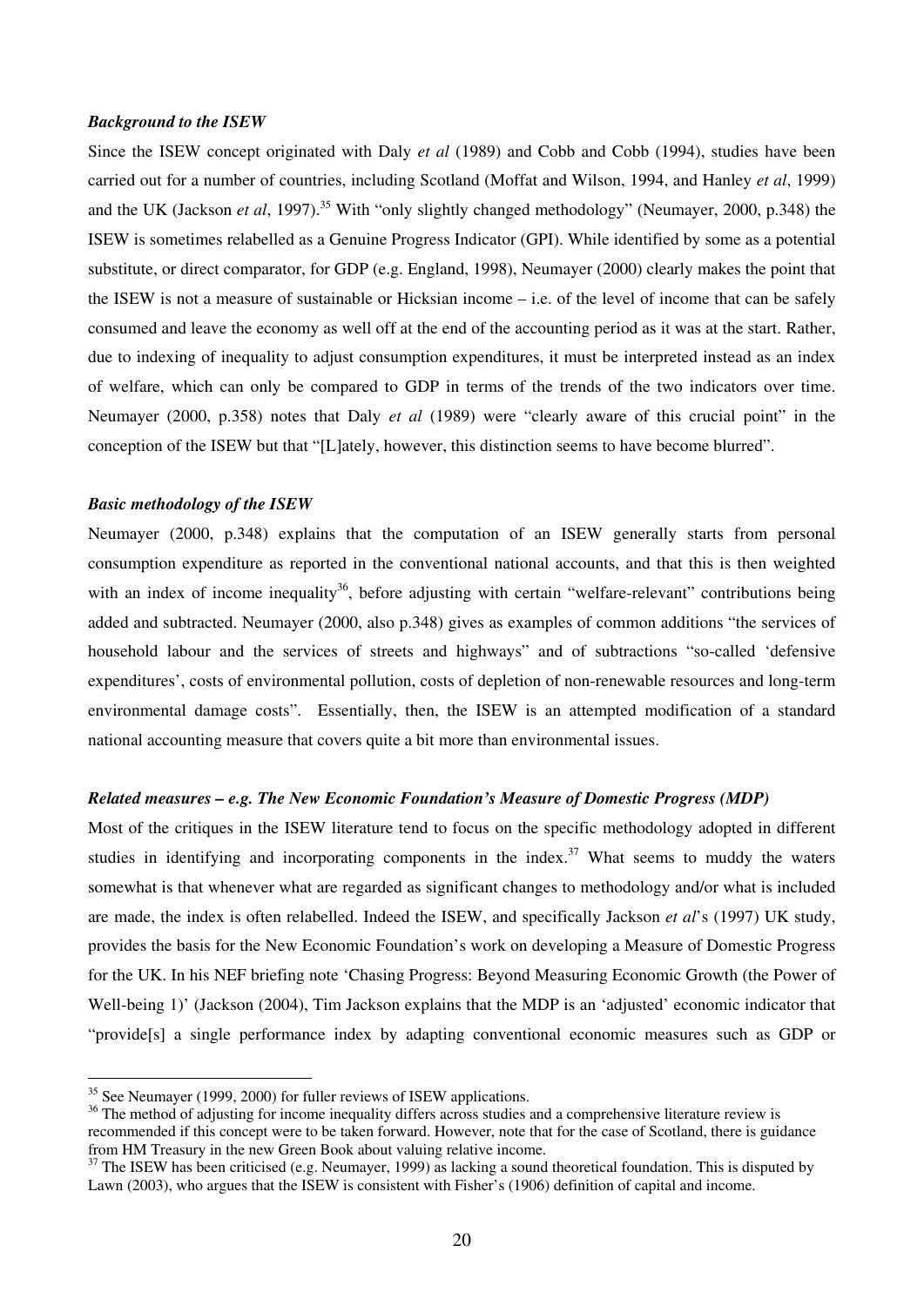***Background to the ISEW***

Since the ISEW concept originated with Daly *et al* (1989) and Cobb and Cobb (1994), studies have been carried out for a number of countries, including Scotland (Moffat and Wilson, 1994, and Hanley *et al*, 1999) and the UK (Jackson *et al*, 1997).[35] With "only slightly changed methodology" (Neumayer, 2000, p.348) the ISEW is sometimes relabelled as a Genuine Progress Indicator (GPI). While identified by some as a potential substitute, or direct comparator, for GDP (e.g. England, 1998), Neumayer (2000) clearly makes the point that the ISEW is not a measure of sustainable or Hicksian income – i.e. of the level of income that can be safely consumed and leave the economy as well off at the end of the accounting period as it was at the start. Rather, due to indexing of inequality to adjust consumption expenditures, it must be interpreted instead as an index of welfare, which can only be compared to GDP in terms of the trends of the two indicators over time. Neumayer (2000, p.358) notes that Daly *et al* (1989) were "clearly aware of this crucial point" in the conception of the ISEW but that "[L]ately, however, this distinction seems to have become blurred".

***Basic methodology of the ISEW***

Neumayer (2000, p.348) explains that the computation of an ISEW generally starts from personal consumption expenditure as reported in the conventional national accounts, and that this is then weighted with an index of income inequality[36], before adjusting with certain "welfare-relevant" contributions being added and subtracted. Neumayer (2000, also p.348) gives as examples of common additions "the services of household labour and the services of streets and highways" and of subtractions "so-called 'defensive expenditures', costs of environmental pollution, costs of depletion of non-renewable resources and long-term environmental damage costs". Essentially, then, the ISEW is an attempted modification of a standard national accounting measure that covers quite a bit more than environmental issues.

***Related measures – e.g. The New Economic Foundation's Measure of Domestic Progress (MDP)***

Most of the critiques in the ISEW literature tend to focus on the specific methodology adopted in different studies in identifying and incorporating components in the index.[37] What seems to muddy the waters somewhat is that whenever what are regarded as significant changes to methodology and/or what is included are made, the index is often relabelled. Indeed the ISEW, and specifically Jackson *et al*'s (1997) UK study, provides the basis for the New Economic Foundation's work on developing a Measure of Domestic Progress for the UK. In his NEF briefing note 'Chasing Progress: Beyond Measuring Economic Growth (the Power of Well-being 1)' (Jackson (2004), Tim Jackson explains that the MDP is an 'adjusted' economic indicator that "provide[s] a single performance index by adapting conventional economic measures such as GDP or

---

[35] See Neumayer (1999, 2000) for fuller reviews of ISEW applications.

[36] The method of adjusting for income inequality differs across studies and a comprehensive literature review is recommended if this concept were to be taken forward. However, note that for the case of Scotland, there is guidance from HM Treasury in the new Green Book about valuing relative income.

[37] The ISEW has been criticised (e.g. Neumayer, 1999) as lacking a sound theoretical foundation. This is disputed by Lawn (2003), who argues that the ISEW is consistent with Fisher's (1906) definition of capital and income.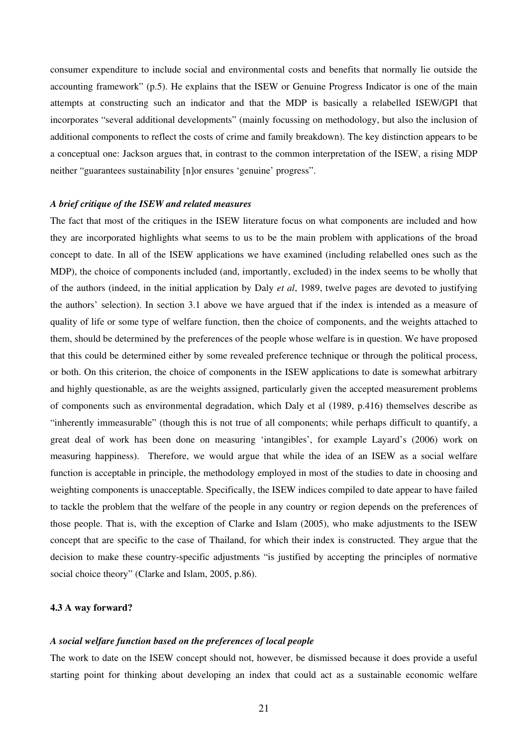consumer expenditure to include social and environmental costs and benefits that normally lie outside the accounting framework" (p.5). He explains that the ISEW or Genuine Progress Indicator is one of the main attempts at constructing such an indicator and that the MDP is basically a relabelled ISEW/GPI that incorporates "several additional developments" (mainly focussing on methodology, but also the inclusion of additional components to reflect the costs of crime and family breakdown). The key distinction appears to be a conceptual one: Jackson argues that, in contrast to the common interpretation of the ISEW, a rising MDP neither "guarantees sustainability [n]or ensures 'genuine' progress".

***A brief critique of the ISEW and related measures***

The fact that most of the critiques in the ISEW literature focus on what components are included and how they are incorporated highlights what seems to us to be the main problem with applications of the broad concept to date. In all of the ISEW applications we have examined (including relabelled ones such as the MDP), the choice of components included (and, importantly, excluded) in the index seems to be wholly that of the authors (indeed, in the initial application by Daly *et al*, 1989, twelve pages are devoted to justifying the authors' selection). In section 3.1 above we have argued that if the index is intended as a measure of quality of life or some type of welfare function, then the choice of components, and the weights attached to them, should be determined by the preferences of the people whose welfare is in question. We have proposed that this could be determined either by some revealed preference technique or through the political process, or both. On this criterion, the choice of components in the ISEW applications to date is somewhat arbitrary and highly questionable, as are the weights assigned, particularly given the accepted measurement problems of components such as environmental degradation, which Daly et al (1989, p.416) themselves describe as "inherently immeasurable" (though this is not true of all components; while perhaps difficult to quantify, a great deal of work has been done on measuring 'intangibles', for example Layard's (2006) work on measuring happiness). Therefore, we would argue that while the idea of an ISEW as a social welfare function is acceptable in principle, the methodology employed in most of the studies to date in choosing and weighting components is unacceptable. Specifically, the ISEW indices compiled to date appear to have failed to tackle the problem that the welfare of the people in any country or region depends on the preferences of those people. That is, with the exception of Clarke and Islam (2005), who make adjustments to the ISEW concept that are specific to the case of Thailand, for which their index is constructed. They argue that the decision to make these country-specific adjustments "is justified by accepting the principles of normative social choice theory" (Clarke and Islam, 2005, p.86).

### 4.3 A way forward?

***A social welfare function based on the preferences of local people***

The work to date on the ISEW concept should not, however, be dismissed because it does provide a useful starting point for thinking about developing an index that could act as a sustainable economic welfare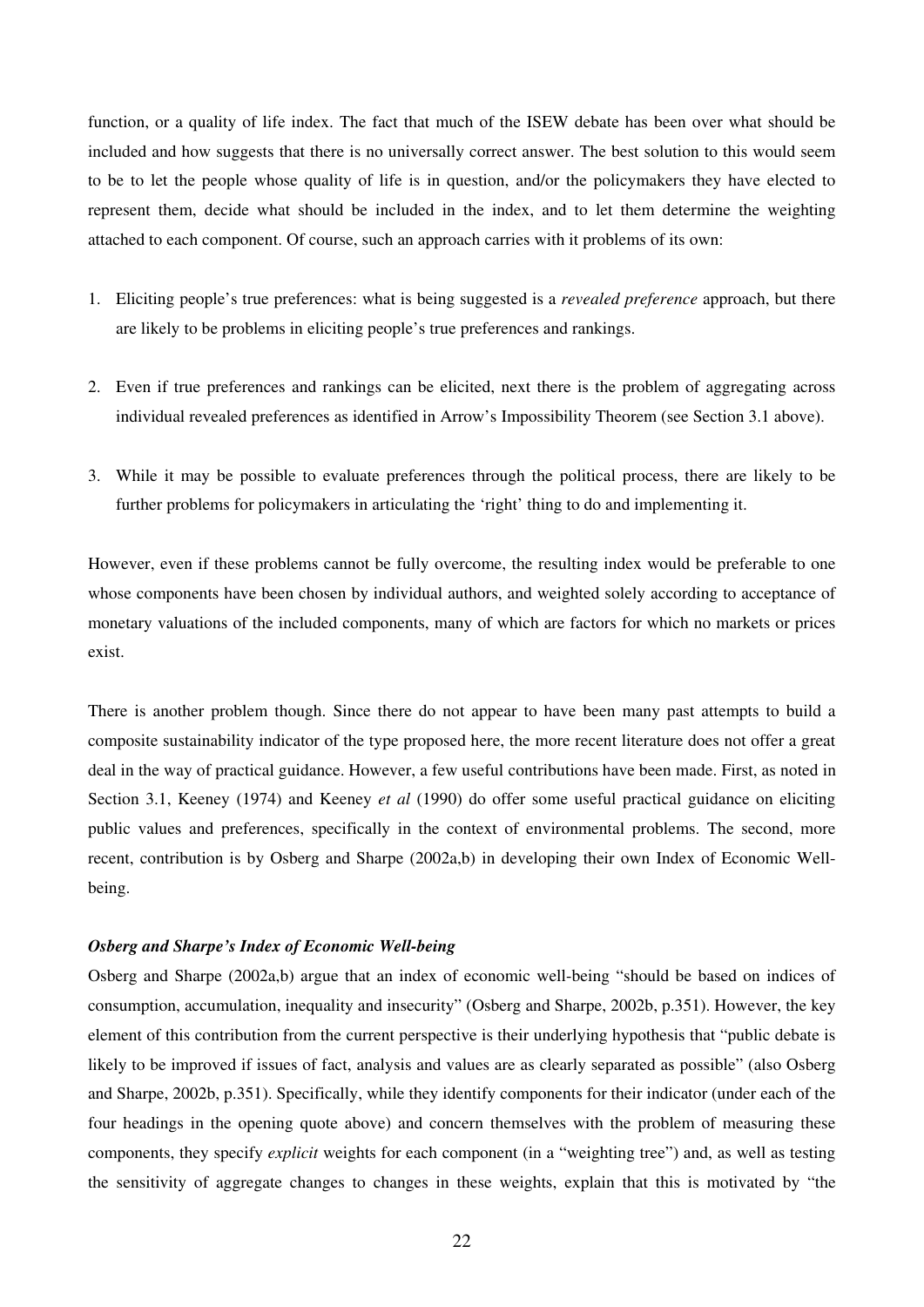function, or a quality of life index. The fact that much of the ISEW debate has been over what should be included and how suggests that there is no universally correct answer. The best solution to this would seem to be to let the people whose quality of life is in question, and/or the policymakers they have elected to represent them, decide what should be included in the index, and to let them determine the weighting attached to each component. Of course, such an approach carries with it problems of its own:

1. Eliciting people's true preferences: what is being suggested is a *revealed preference* approach, but there are likely to be problems in eliciting people's true preferences and rankings.

2. Even if true preferences and rankings can be elicited, next there is the problem of aggregating across individual revealed preferences as identified in Arrow's Impossibility Theorem (see Section 3.1 above).

3. While it may be possible to evaluate preferences through the political process, there are likely to be further problems for policymakers in articulating the 'right' thing to do and implementing it.

However, even if these problems cannot be fully overcome, the resulting index would be preferable to one whose components have been chosen by individual authors, and weighted solely according to acceptance of monetary valuations of the included components, many of which are factors for which no markets or prices exist.

There is another problem though. Since there do not appear to have been many past attempts to build a composite sustainability indicator of the type proposed here, the more recent literature does not offer a great deal in the way of practical guidance. However, a few useful contributions have been made. First, as noted in Section 3.1, Keeney (1974) and Keeney *et al* (1990) do offer some useful practical guidance on eliciting public values and preferences, specifically in the context of environmental problems. The second, more recent, contribution is by Osberg and Sharpe (2002a,b) in developing their own Index of Economic Well-being.

***Osberg and Sharpe's Index of Economic Well-being***

Osberg and Sharpe (2002a,b) argue that an index of economic well-being "should be based on indices of consumption, accumulation, inequality and insecurity" (Osberg and Sharpe, 2002b, p.351). However, the key element of this contribution from the current perspective is their underlying hypothesis that "public debate is likely to be improved if issues of fact, analysis and values are as clearly separated as possible" (also Osberg and Sharpe, 2002b, p.351). Specifically, while they identify components for their indicator (under each of the four headings in the opening quote above) and concern themselves with the problem of measuring these components, they specify *explicit* weights for each component (in a "weighting tree") and, as well as testing the sensitivity of aggregate changes to changes in these weights, explain that this is motivated by "the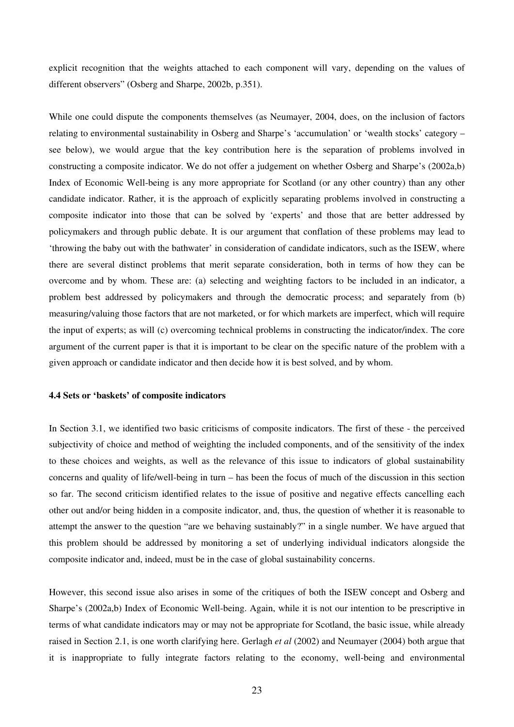explicit recognition that the weights attached to each component will vary, depending on the values of different observers" (Osberg and Sharpe, 2002b, p.351).

While one could dispute the components themselves (as Neumayer, 2004, does, on the inclusion of factors relating to environmental sustainability in Osberg and Sharpe's 'accumulation' or 'wealth stocks' category – see below), we would argue that the key contribution here is the separation of problems involved in constructing a composite indicator. We do not offer a judgement on whether Osberg and Sharpe's (2002a,b) Index of Economic Well-being is any more appropriate for Scotland (or any other country) than any other candidate indicator. Rather, it is the approach of explicitly separating problems involved in constructing a composite indicator into those that can be solved by 'experts' and those that are better addressed by policymakers and through public debate. It is our argument that conflation of these problems may lead to 'throwing the baby out with the bathwater' in consideration of candidate indicators, such as the ISEW, where there are several distinct problems that merit separate consideration, both in terms of how they can be overcome and by whom. These are: (a) selecting and weighting factors to be included in an indicator, a problem best addressed by policymakers and through the democratic process; and separately from (b) measuring/valuing those factors that are not marketed, or for which markets are imperfect, which will require the input of experts; as will (c) overcoming technical problems in constructing the indicator/index. The core argument of the current paper is that it is important to be clear on the specific nature of the problem with a given approach or candidate indicator and then decide how it is best solved, and by whom.

#### 4.4 Sets or 'baskets' of composite indicators

In Section 3.1, we identified two basic criticisms of composite indicators. The first of these - the perceived subjectivity of choice and method of weighting the included components, and of the sensitivity of the index to these choices and weights, as well as the relevance of this issue to indicators of global sustainability concerns and quality of life/well-being in turn – has been the focus of much of the discussion in this section so far. The second criticism identified relates to the issue of positive and negative effects cancelling each other out and/or being hidden in a composite indicator, and, thus, the question of whether it is reasonable to attempt the answer to the question "are we behaving sustainably?" in a single number. We have argued that this problem should be addressed by monitoring a set of underlying individual indicators alongside the composite indicator and, indeed, must be in the case of global sustainability concerns.

However, this second issue also arises in some of the critiques of both the ISEW concept and Osberg and Sharpe's (2002a,b) Index of Economic Well-being. Again, while it is not our intention to be prescriptive in terms of what candidate indicators may or may not be appropriate for Scotland, the basic issue, while already raised in Section 2.1, is one worth clarifying here. Gerlagh *et al* (2002) and Neumayer (2004) both argue that it is inappropriate to fully integrate factors relating to the economy, well-being and environmental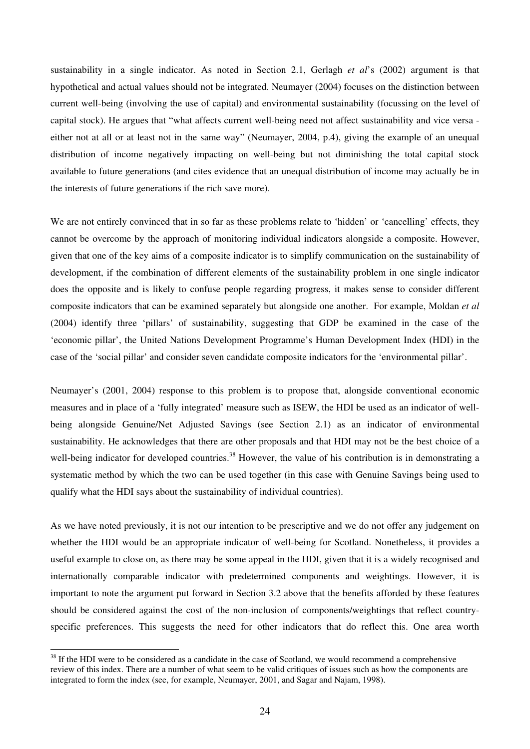sustainability in a single indicator. As noted in Section 2.1, Gerlagh *et al*'s (2002) argument is that hypothetical and actual values should not be integrated. Neumayer (2004) focuses on the distinction between current well-being (involving the use of capital) and environmental sustainability (focussing on the level of capital stock). He argues that "what affects current well-being need not affect sustainability and vice versa - either not at all or at least not in the same way" (Neumayer, 2004, p.4), giving the example of an unequal distribution of income negatively impacting on well-being but not diminishing the total capital stock available to future generations (and cites evidence that an unequal distribution of income may actually be in the interests of future generations if the rich save more).

We are not entirely convinced that in so far as these problems relate to 'hidden' or 'cancelling' effects, they cannot be overcome by the approach of monitoring individual indicators alongside a composite. However, given that one of the key aims of a composite indicator is to simplify communication on the sustainability of development, if the combination of different elements of the sustainability problem in one single indicator does the opposite and is likely to confuse people regarding progress, it makes sense to consider different composite indicators that can be examined separately but alongside one another. For example, Moldan *et al* (2004) identify three 'pillars' of sustainability, suggesting that GDP be examined in the case of the 'economic pillar', the United Nations Development Programme's Human Development Index (HDI) in the case of the 'social pillar' and consider seven candidate composite indicators for the 'environmental pillar'.

Neumayer's (2001, 2004) response to this problem is to propose that, alongside conventional economic measures and in place of a 'fully integrated' measure such as ISEW, the HDI be used as an indicator of well-being alongside Genuine/Net Adjusted Savings (see Section 2.1) as an indicator of environmental sustainability. He acknowledges that there are other proposals and that HDI may not be the best choice of a well-being indicator for developed countries.[38] However, the value of his contribution is in demonstrating a systematic method by which the two can be used together (in this case with Genuine Savings being used to qualify what the HDI says about the sustainability of individual countries).

As we have noted previously, it is not our intention to be prescriptive and we do not offer any judgement on whether the HDI would be an appropriate indicator of well-being for Scotland. Nonetheless, it provides a useful example to close on, as there may be some appeal in the HDI, given that it is a widely recognised and internationally comparable indicator with predetermined components and weightings. However, it is important to note the argument put forward in Section 3.2 above that the benefits afforded by these features should be considered against the cost of the non-inclusion of components/weightings that reflect country-specific preferences. This suggests the need for other indicators that do reflect this. One area worth

[38] If the HDI were to be considered as a candidate in the case of Scotland, we would recommend a comprehensive review of this index. There are a number of what seem to be valid critiques of issues such as how the components are integrated to form the index (see, for example, Neumayer, 2001, and Sagar and Najam, 1998).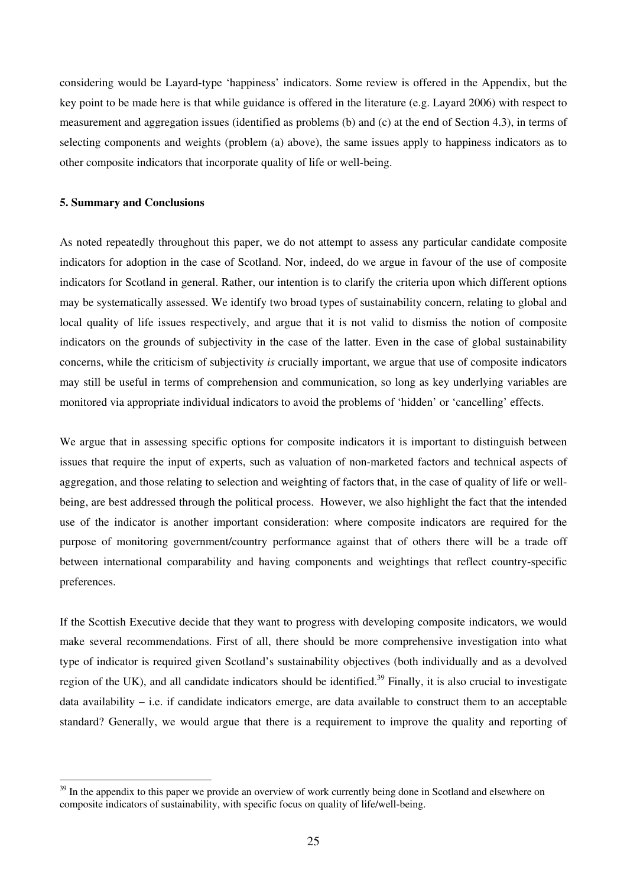considering would be Layard-type 'happiness' indicators. Some review is offered in the Appendix, but the key point to be made here is that while guidance is offered in the literature (e.g. Layard 2006) with respect to measurement and aggregation issues (identified as problems (b) and (c) at the end of Section 4.3), in terms of selecting components and weights (problem (a) above), the same issues apply to happiness indicators as to other composite indicators that incorporate quality of life or well-being.

## 5. Summary and Conclusions

As noted repeatedly throughout this paper, we do not attempt to assess any particular candidate composite indicators for adoption in the case of Scotland. Nor, indeed, do we argue in favour of the use of composite indicators for Scotland in general. Rather, our intention is to clarify the criteria upon which different options may be systematically assessed. We identify two broad types of sustainability concern, relating to global and local quality of life issues respectively, and argue that it is not valid to dismiss the notion of composite indicators on the grounds of subjectivity in the case of the latter. Even in the case of global sustainability concerns, while the criticism of subjectivity *is* crucially important, we argue that use of composite indicators may still be useful in terms of comprehension and communication, so long as key underlying variables are monitored via appropriate individual indicators to avoid the problems of 'hidden' or 'cancelling' effects.

We argue that in assessing specific options for composite indicators it is important to distinguish between issues that require the input of experts, such as valuation of non-marketed factors and technical aspects of aggregation, and those relating to selection and weighting of factors that, in the case of quality of life or well-being, are best addressed through the political process. However, we also highlight the fact that the intended use of the indicator is another important consideration: where composite indicators are required for the purpose of monitoring government/country performance against that of others there will be a trade off between international comparability and having components and weightings that reflect country-specific preferences.

If the Scottish Executive decide that they want to progress with developing composite indicators, we would make several recommendations. First of all, there should be more comprehensive investigation into what type of indicator is required given Scotland's sustainability objectives (both individually and as a devolved region of the UK), and all candidate indicators should be identified.[39] Finally, it is also crucial to investigate data availability – i.e. if candidate indicators emerge, are data available to construct them to an acceptable standard? Generally, we would argue that there is a requirement to improve the quality and reporting of

[39] In the appendix to this paper we provide an overview of work currently being done in Scotland and elsewhere on composite indicators of sustainability, with specific focus on quality of life/well-being.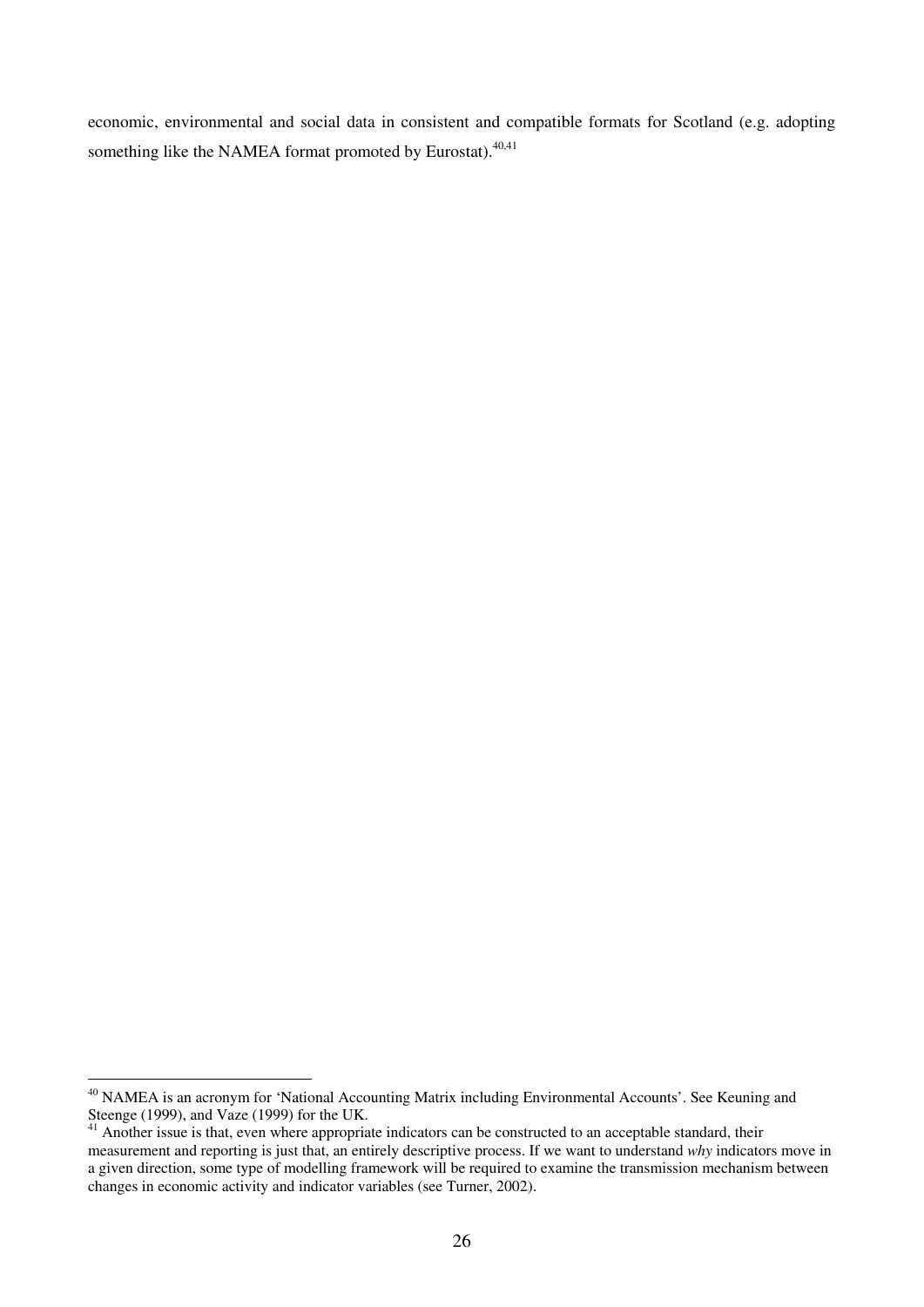economic, environmental and social data in consistent and compatible formats for Scotland (e.g. adopting something like the NAMEA format promoted by Eurostat).[40,41]

---

[40] NAMEA is an acronym for 'National Accounting Matrix including Environmental Accounts'. See Keuning and Steenge (1999), and Vaze (1999) for the UK.

[41] Another issue is that, even where appropriate indicators can be constructed to an acceptable standard, their measurement and reporting is just that, an entirely descriptive process. If we want to understand *why* indicators move in a given direction, some type of modelling framework will be required to examine the transmission mechanism between changes in economic activity and indicator variables (see Turner, 2002).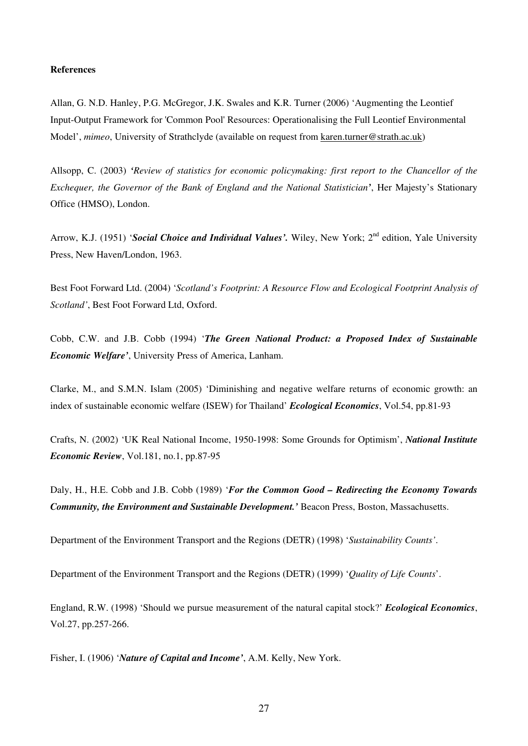**References**

Allan, G. N.D. Hanley, P.G. McGregor, J.K. Swales and K.R. Turner (2006) 'Augmenting the Leontief Input-Output Framework for 'Common Pool' Resources: Operationalising the Full Leontief Environmental Model', *mimeo*, University of Strathclyde (available on request from karen.turner@strath.ac.uk)

Allsopp, C. (2003) ***'Review of statistics for economic policymaking: first report to the Chancellor of the Exchequer, the Governor of the Bank of England and the National Statistician'***, Her Majesty's Stationary Office (HMSO), London.

Arrow, K.J. (1951) '***Social Choice and Individual Values'.*** Wiley, New York; 2nd edition, Yale University Press, New Haven/London, 1963.

Best Foot Forward Ltd. (2004) '*Scotland's Footprint: A Resource Flow and Ecological Footprint Analysis of Scotland'*, Best Foot Forward Ltd, Oxford.

Cobb, C.W. and J.B. Cobb (1994) '***The Green National Product: a Proposed Index of Sustainable Economic Welfare'***, University Press of America, Lanham.

Clarke, M., and S.M.N. Islam (2005) 'Diminishing and negative welfare returns of economic growth: an index of sustainable economic welfare (ISEW) for Thailand' ***Ecological Economics***, Vol.54, pp.81-93

Crafts, N. (2002) 'UK Real National Income, 1950-1998: Some Grounds for Optimism', ***National Institute Economic Review***, Vol.181, no.1, pp.87-95

Daly, H., H.E. Cobb and J.B. Cobb (1989) '***For the Common Good – Redirecting the Economy Towards Community, the Environment and Sustainable Development.'*** Beacon Press, Boston, Massachusetts.

Department of the Environment Transport and the Regions (DETR) (1998) '*Sustainability Counts'*.

Department of the Environment Transport and the Regions (DETR) (1999) '*Quality of Life Counts*'.

England, R.W. (1998) 'Should we pursue measurement of the natural capital stock?' ***Ecological Economics***, Vol.27, pp.257-266.

Fisher, I. (1906) '***Nature of Capital and Income'***, A.M. Kelly, New York.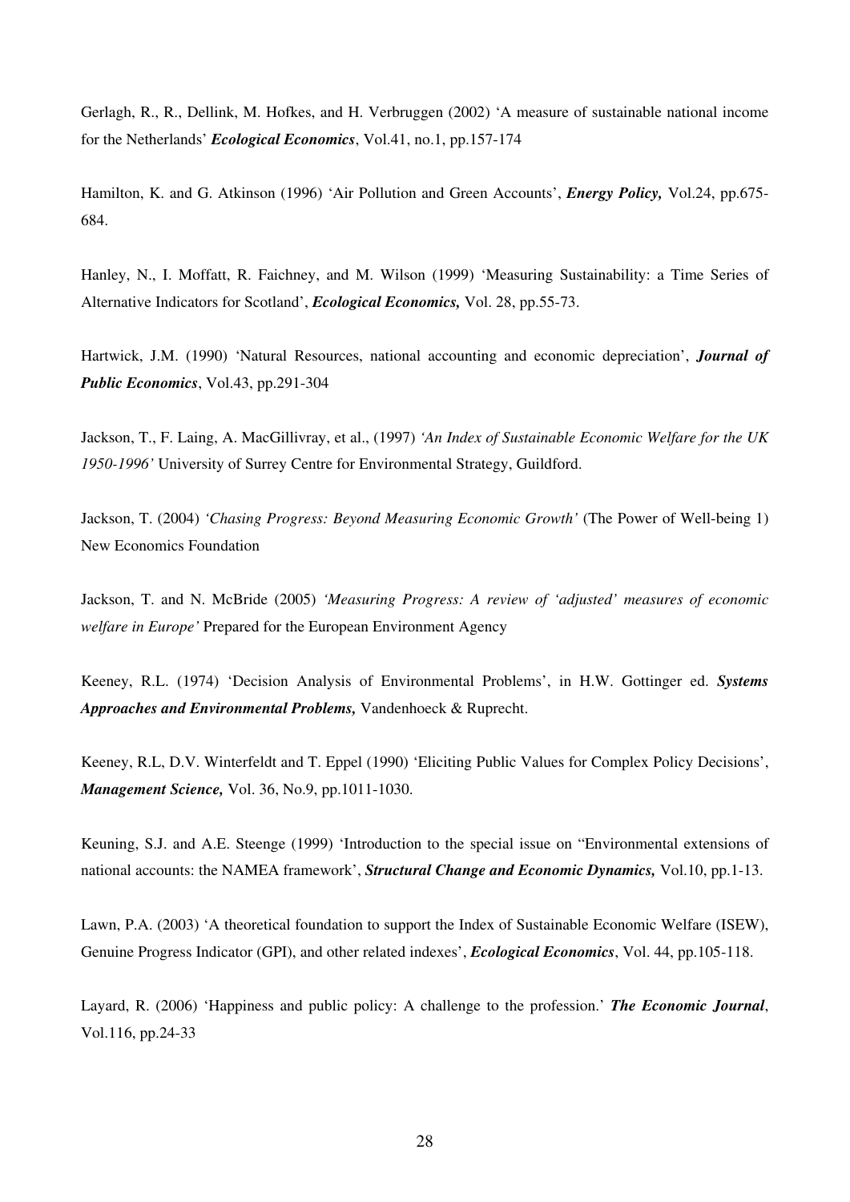Gerlagh, R., R., Dellink, M. Hofkes, and H. Verbruggen (2002) ‘A measure of sustainable national income for the Netherlands’ ***Ecological Economics***, Vol.41, no.1, pp.157-174

Hamilton, K. and G. Atkinson (1996) ‘Air Pollution and Green Accounts’, ***Energy Policy,*** Vol.24, pp.675-684.

Hanley, N., I. Moffatt, R. Faichney, and M. Wilson (1999) ‘Measuring Sustainability: a Time Series of Alternative Indicators for Scotland’, ***Ecological Economics,*** Vol. 28, pp.55-73.

Hartwick, J.M. (1990) ‘Natural Resources, national accounting and economic depreciation’, ***Journal of Public Economics***, Vol.43, pp.291-304

Jackson, T., F. Laing, A. MacGillivray, et al., (1997) *‘An Index of Sustainable Economic Welfare for the UK 1950-1996’* University of Surrey Centre for Environmental Strategy, Guildford.

Jackson, T. (2004) *‘Chasing Progress: Beyond Measuring Economic Growth’* (The Power of Well-being 1) New Economics Foundation

Jackson, T. and N. McBride (2005) *‘Measuring Progress: A review of ‘adjusted’ measures of economic welfare in Europe’* Prepared for the European Environment Agency

Keeney, R.L. (1974) ‘Decision Analysis of Environmental Problems’, in H.W. Gottinger ed. ***Systems Approaches and Environmental Problems,*** Vandenhoeck & Ruprecht.

Keeney, R.L, D.V. Winterfeldt and T. Eppel (1990) ‘Eliciting Public Values for Complex Policy Decisions’, ***Management Science,*** Vol. 36, No.9, pp.1011-1030.

Keuning, S.J. and A.E. Steenge (1999) ‘Introduction to the special issue on “Environmental extensions of national accounts: the NAMEA framework’, ***Structural Change and Economic Dynamics,*** Vol.10, pp.1-13.

Lawn, P.A. (2003) ‘A theoretical foundation to support the Index of Sustainable Economic Welfare (ISEW), Genuine Progress Indicator (GPI), and other related indexes’, ***Ecological Economics***, Vol. 44, pp.105-118.

Layard, R. (2006) ‘Happiness and public policy: A challenge to the profession.’ ***The Economic Journal***, Vol.116, pp.24-33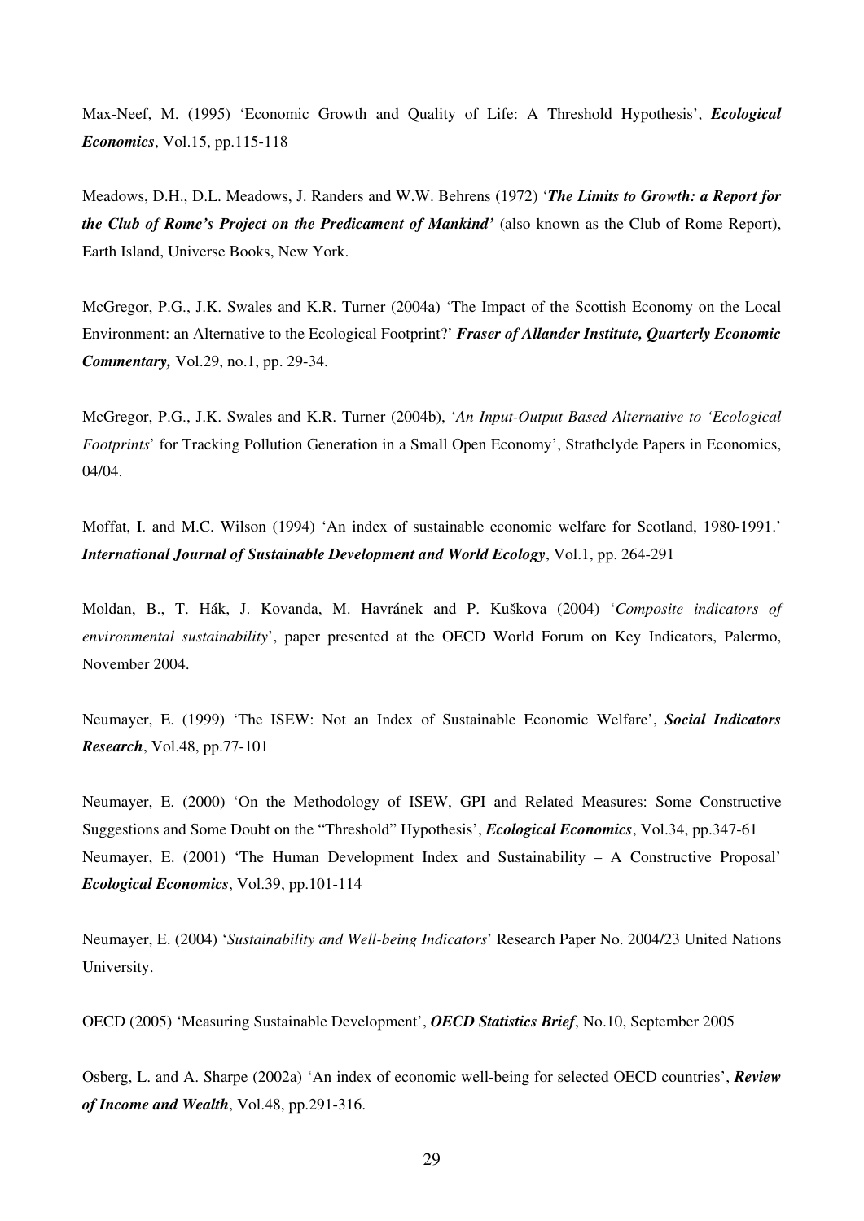Max-Neef, M. (1995) 'Economic Growth and Quality of Life: A Threshold Hypothesis', ***Ecological Economics***, Vol.15, pp.115-118

Meadows, D.H., D.L. Meadows, J. Randers and W.W. Behrens (1972) '***The Limits to Growth: a Report for the Club of Rome's Project on the Predicament of Mankind'*** (also known as the Club of Rome Report), Earth Island, Universe Books, New York.

McGregor, P.G., J.K. Swales and K.R. Turner (2004a) 'The Impact of the Scottish Economy on the Local Environment: an Alternative to the Ecological Footprint?' ***Fraser of Allander Institute, Quarterly Economic Commentary,*** Vol.29, no.1, pp. 29-34.

McGregor, P.G., J.K. Swales and K.R. Turner (2004b), '*An Input-Output Based Alternative to 'Ecological Footprints*' for Tracking Pollution Generation in a Small Open Economy', Strathclyde Papers in Economics, 04/04.

Moffat, I. and M.C. Wilson (1994) 'An index of sustainable economic welfare for Scotland, 1980-1991.' ***International Journal of Sustainable Development and World Ecology***, Vol.1, pp. 264-291

Moldan, B., T. Hák, J. Kovanda, M. Havránek and P. Kuškova (2004) '*Composite indicators of environmental sustainability*', paper presented at the OECD World Forum on Key Indicators, Palermo, November 2004.

Neumayer, E. (1999) 'The ISEW: Not an Index of Sustainable Economic Welfare', ***Social Indicators Research***, Vol.48, pp.77-101

Neumayer, E. (2000) 'On the Methodology of ISEW, GPI and Related Measures: Some Constructive Suggestions and Some Doubt on the "Threshold" Hypothesis', ***Ecological Economics***, Vol.34, pp.347-61

Neumayer, E. (2001) 'The Human Development Index and Sustainability – A Constructive Proposal' ***Ecological Economics***, Vol.39, pp.101-114

Neumayer, E. (2004) '*Sustainability and Well-being Indicators*' Research Paper No. 2004/23 United Nations University.

OECD (2005) 'Measuring Sustainable Development', ***OECD Statistics Brief***, No.10, September 2005

Osberg, L. and A. Sharpe (2002a) 'An index of economic well-being for selected OECD countries', ***Review of Income and Wealth***, Vol.48, pp.291-316.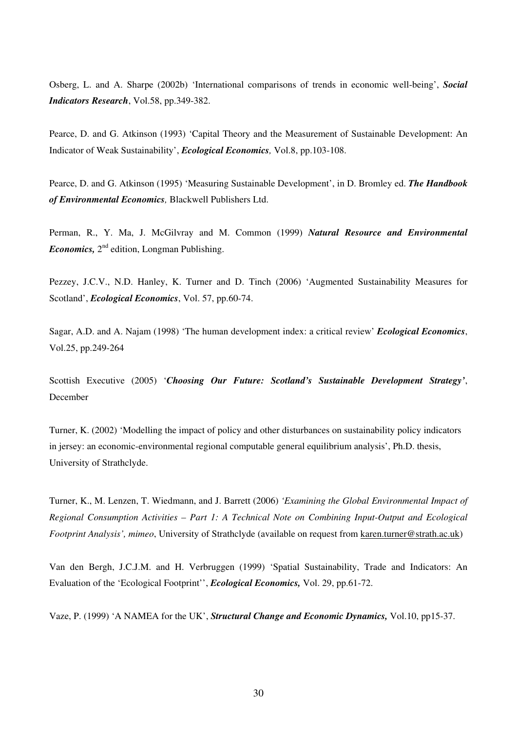Osberg, L. and A. Sharpe (2002b) 'International comparisons of trends in economic well-being', ***Social Indicators Research***, Vol.58, pp.349-382.

Pearce, D. and G. Atkinson (1993) 'Capital Theory and the Measurement of Sustainable Development: An Indicator of Weak Sustainability', ***Ecological Economics,*** Vol.8, pp.103-108.

Pearce, D. and G. Atkinson (1995) 'Measuring Sustainable Development', in D. Bromley ed. ***The Handbook of Environmental Economics,*** Blackwell Publishers Ltd.

Perman, R., Y. Ma, J. McGilvray and M. Common (1999) ***Natural Resource and Environmental Economics,*** 2nd edition, Longman Publishing.

Pezzey, J.C.V., N.D. Hanley, K. Turner and D. Tinch (2006) 'Augmented Sustainability Measures for Scotland', ***Ecological Economics***, Vol. 57, pp.60-74.

Sagar, A.D. and A. Najam (1998) 'The human development index: a critical review' ***Ecological Economics***, Vol.25, pp.249-264

Scottish Executive (2005) '***Choosing Our Future: Scotland's Sustainable Development Strategy'***, December

Turner, K. (2002) 'Modelling the impact of policy and other disturbances on sustainability policy indicators in jersey: an economic-environmental regional computable general equilibrium analysis', Ph.D. thesis, University of Strathclyde.

Turner, K., M. Lenzen, T. Wiedmann, and J. Barrett (2006) *'Examining the Global Environmental Impact of Regional Consumption Activities – Part 1: A Technical Note on Combining Input-Output and Ecological Footprint Analysis', mimeo*, University of Strathclyde (available on request from karen.turner@strath.ac.uk)

Van den Bergh, J.C.J.M. and H. Verbruggen (1999) 'Spatial Sustainability, Trade and Indicators: An Evaluation of the 'Ecological Footprint'', ***Ecological Economics,*** Vol. 29, pp.61-72.

Vaze, P. (1999) 'A NAMEA for the UK', ***Structural Change and Economic Dynamics,*** Vol.10, pp15-37.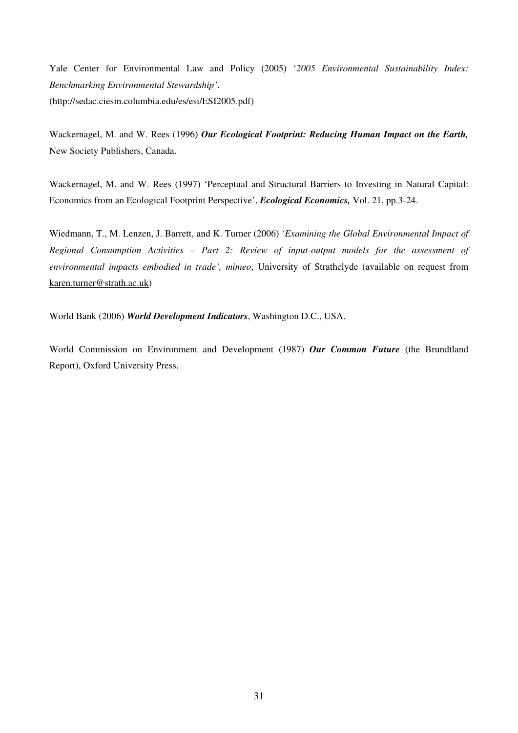Yale Center for Environmental Law and Policy (2005) '*2005 Environmental Sustainability Index: Benchmarking Environmental Stewardship'*. (http://sedac.ciesin.columbia.edu/es/esi/ESI2005.pdf)

Wackernagel, M. and W. Rees (1996) ***Our Ecological Footprint: Reducing Human Impact on the Earth,*** New Society Publishers, Canada.

Wackernagel, M. and W. Rees (1997) 'Perceptual and Structural Barriers to Investing in Natural Capital: Economics from an Ecological Footprint Perspective', ***Ecological Economics,*** Vol. 21, pp.3-24.

Wiedmann, T., M. Lenzen, J. Barrett, and K. Turner (2006) *'Examining the Global Environmental Impact of Regional Consumption Activities – Part 2: Review of input-output models for the assessment of environmental impacts embodied in trade', mimeo*, University of Strathclyde (available on request from karen.turner@strath.ac.uk)

World Bank (2006) ***World Development Indicators***, Washington D.C., USA.

World Commission on Environment and Development (1987) ***Our Common Future*** (the Brundtland Report), Oxford University Press.